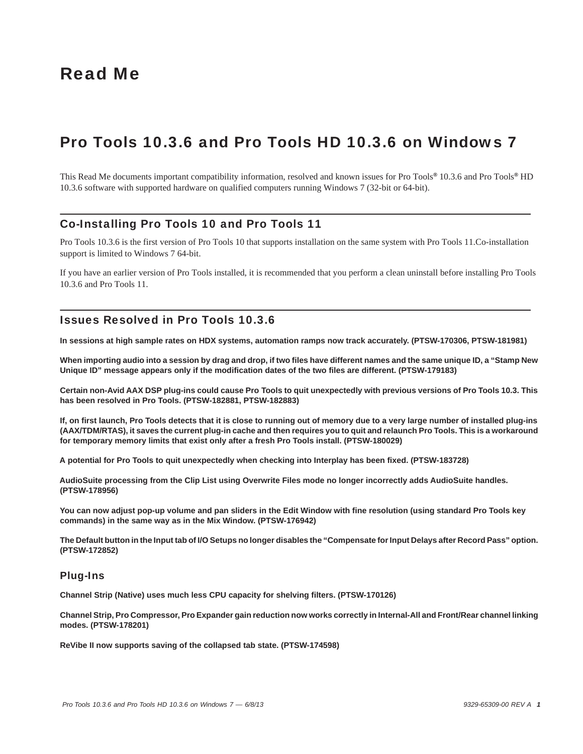# Read Me

# Pro Tools 10.3.6 and Pro Tools HD 10.3.6 on Windows 7

This Read Me documents important compatibility information, resolved and known issues for Pro Tools® 10.3.6 and Pro Tools® HD 10.3.6 software with supported hardware on qualified computers running Windows 7 (32-bit or 64-bit).

## Co-Installing Pro Tools 10 and Pro Tools 11

Pro Tools 10.3.6 is the first version of Pro Tools 10 that supports installation on the same system with Pro Tools 11.Co-installation support is limited to Windows 7 64-bit.

If you have an earlier version of Pro Tools installed, it is recommended that you perform a clean uninstall before installing Pro Tools 10.3.6 and Pro Tools 11.

## Issues Resolved in Pro Tools 10.3.6

**In sessions at high sample rates on HDX systems, automation ramps now track accurately. (PTSW-170306, PTSW-181981)**

**When importing audio into a session by drag and drop, if two files have different names and the same unique ID, a "Stamp New Unique ID" message appears only if the modification dates of the two files are different. (PTSW-179183)**

**Certain non-Avid AAX DSP plug-ins could cause Pro Tools to quit unexpectedly with previous versions of Pro Tools 10.3. This has been resolved in Pro Tools. (PTSW-182881, PTSW-182883)**

**If, on first launch, Pro Tools detects that it is close to running out of memory due to a very large number of installed plug-ins (AAX/TDM/RTAS), it saves the current plug-in cache and then requires you to quit and relaunch Pro Tools. This is a workaround for temporary memory limits that exist only after a fresh Pro Tools install. (PTSW-180029)**

**A potential for Pro Tools to quit unexpectedly when checking into Interplay has been fixed. (PTSW-183728)**

**AudioSuite processing from the Clip List using Overwrite Files mode no longer incorrectly adds AudioSuite handles. (PTSW-178956)**

**You can now adjust pop-up volume and pan sliders in the Edit Window with fine resolution (using standard Pro Tools key commands) in the same way as in the Mix Window. (PTSW-176942)**

**The Default button in the Input tab of I/O Setups no longer disables the "Compensate for Input Delays after Record Pass" option. (PTSW-172852)**

### Plug-Ins

**Channel Strip (Native) uses much less CPU capacity for shelving filters. (PTSW-170126)**

**Channel Strip, Pro Compressor, Pro Expander gain reduction now works correctly in Internal-All and Front/Rear channel linking modes. (PTSW-178201)**

**ReVibe II now supports saving of the collapsed tab state. (PTSW-174598)**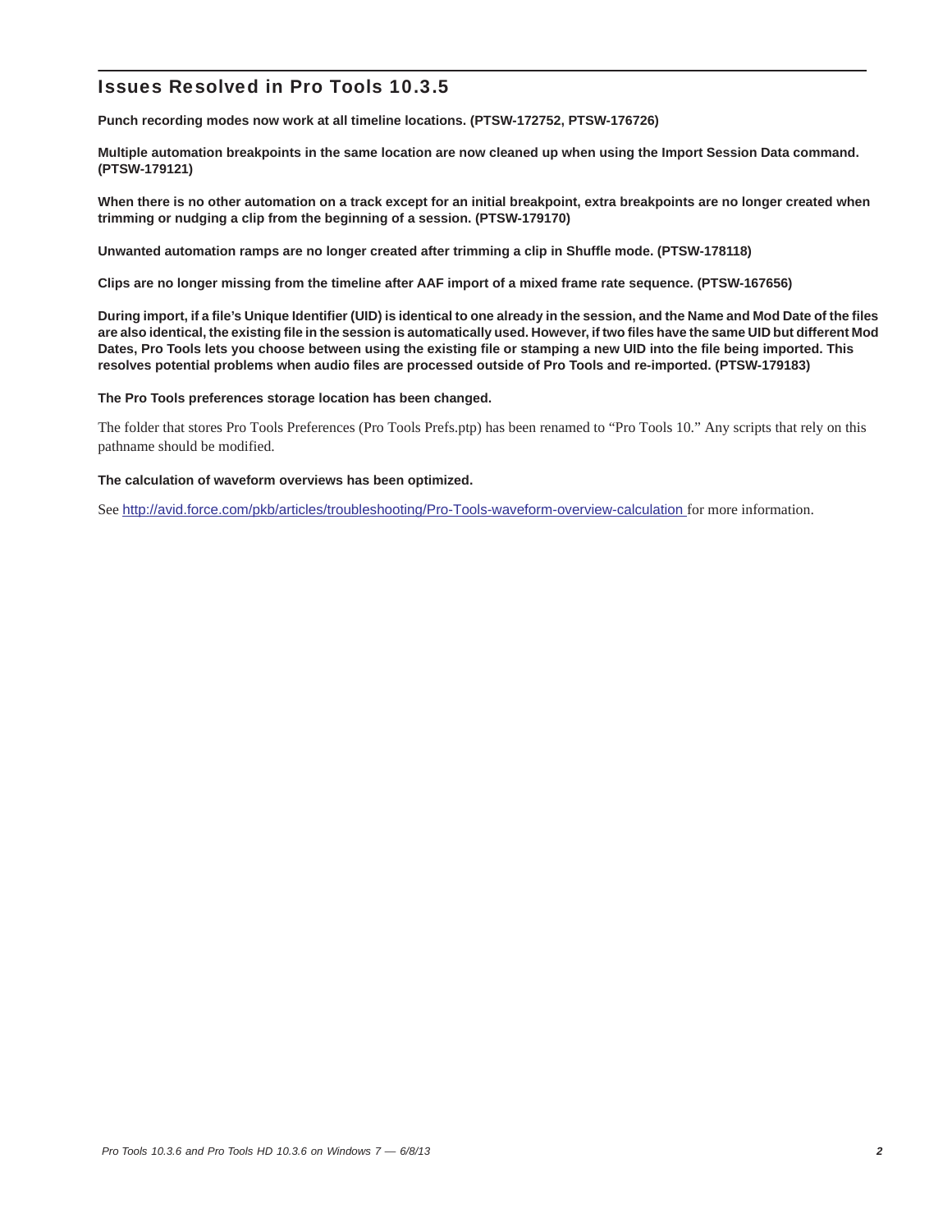## Issues Resolved in Pro Tools 10.3.5

**Punch recording modes now work at all timeline locations. (PTSW-172752, PTSW-176726)**

**Multiple automation breakpoints in the same location are now cleaned up when using the Import Session Data command. (PTSW-179121)**

**When there is no other automation on a track except for an initial breakpoint, extra breakpoints are no longer created when trimming or nudging a clip from the beginning of a session. (PTSW-179170)**

**Unwanted automation ramps are no longer created after trimming a clip in Shuffle mode. (PTSW-178118)**

**Clips are no longer missing from the timeline after AAF import of a mixed frame rate sequence. (PTSW-167656)**

**During import, if a file's Unique Identifier (UID) is identical to one already in the session, and the Name and Mod Date of the files are also identical, the existing file in the session is automatically used. However, if two files have the same UID but different Mod Dates, Pro Tools lets you choose between using the existing file or stamping a new UID into the file being imported. This resolves potential problems when audio files are processed outside of Pro Tools and re-imported. (PTSW-179183)**

**The Pro Tools preferences storage location has been changed.**

The folder that stores Pro Tools Preferences (Pro Tools Prefs.ptp) has been renamed to "Pro Tools 10." Any scripts that rely on this pathname should be modified.

**The calculation of waveform overviews has been optimized.**

See http://avid.force.com/pkb/articles/troubleshooting/Pro-Tools-waveform-overview-calculation for more information.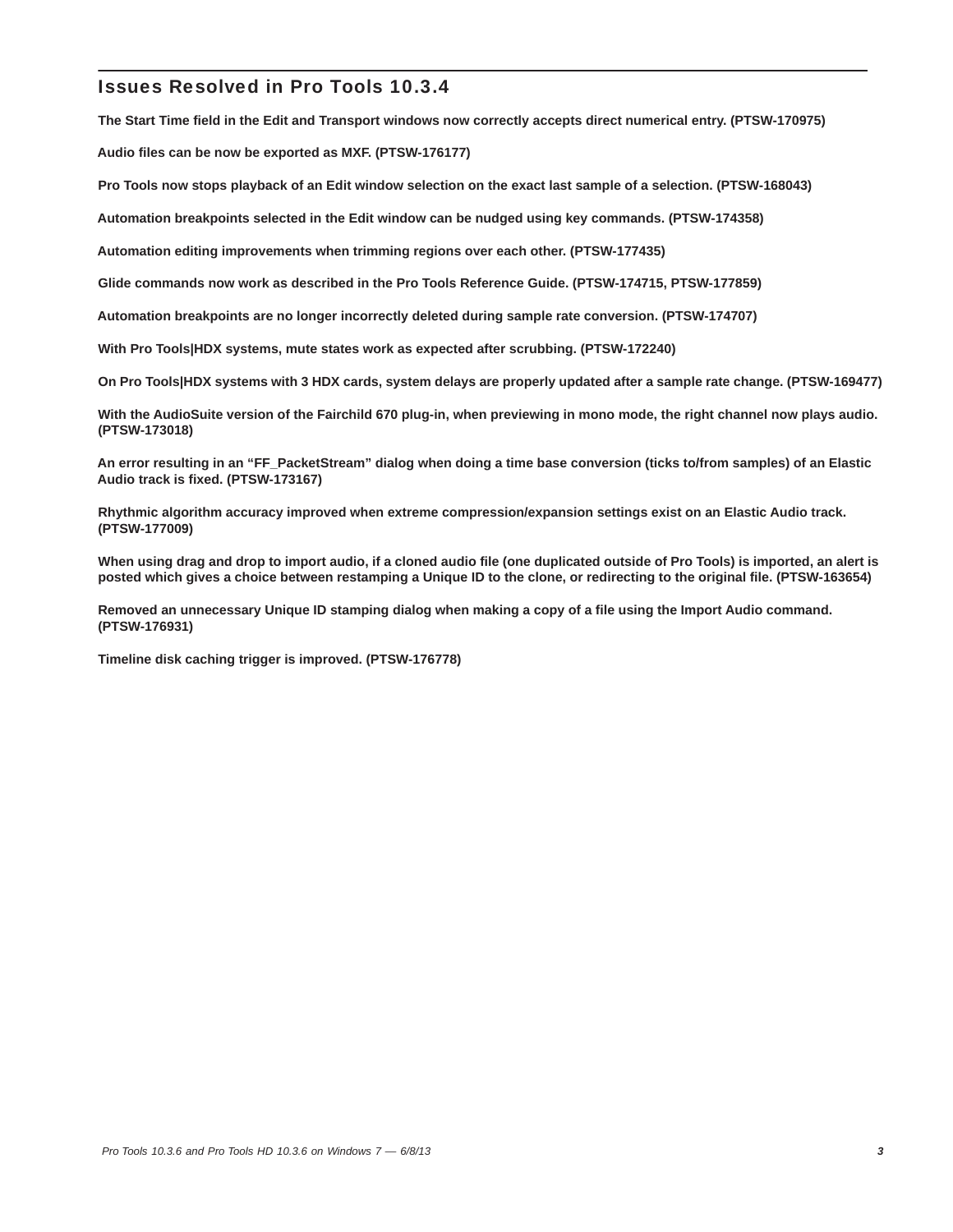## Issues Resolved in Pro Tools 10.3.4

**The Start Time field in the Edit and Transport windows now correctly accepts direct numerical entry. (PTSW-170975)**

**Audio files can be now be exported as MXF. (PTSW-176177)**

**Pro Tools now stops playback of an Edit window selection on the exact last sample of a selection. (PTSW-168043)**

**Automation breakpoints selected in the Edit window can be nudged using key commands. (PTSW-174358)**

**Automation editing improvements when trimming regions over each other. (PTSW-177435)**

**Glide commands now work as described in the Pro Tools Reference Guide. (PTSW-174715, PTSW-177859)**

**Automation breakpoints are no longer incorrectly deleted during sample rate conversion. (PTSW-174707)**

**With Pro Tools|HDX systems, mute states work as expected after scrubbing. (PTSW-172240)**

**On Pro Tools|HDX systems with 3 HDX cards, system delays are properly updated after a sample rate change. (PTSW-169477)**

**With the AudioSuite version of the Fairchild 670 plug-in, when previewing in mono mode, the right channel now plays audio. (PTSW-173018)**

**An error resulting in an "FF_PacketStream" dialog when doing a time base conversion (ticks to/from samples) of an Elastic Audio track is fixed. (PTSW-173167)**

**Rhythmic algorithm accuracy improved when extreme compression/expansion settings exist on an Elastic Audio track. (PTSW-177009)**

**When using drag and drop to import audio, if a cloned audio file (one duplicated outside of Pro Tools) is imported, an alert is posted which gives a choice between restamping a Unique ID to the clone, or redirecting to the original file. (PTSW-163654)**

**Removed an unnecessary Unique ID stamping dialog when making a copy of a file using the Import Audio command. (PTSW-176931)**

**Timeline disk caching trigger is improved. (PTSW-176778)**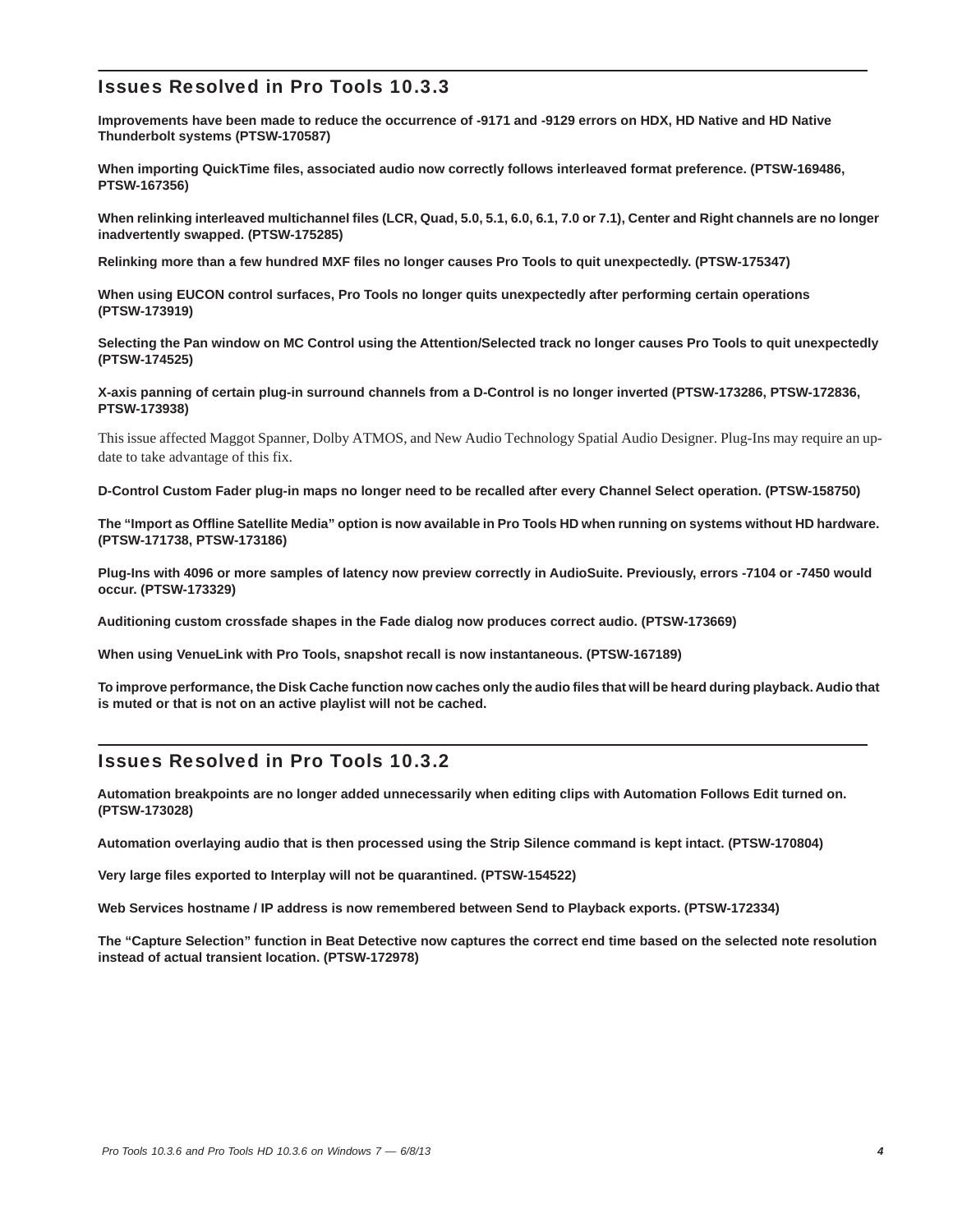## Issues Resolved in Pro Tools 10.3.3

**Improvements have been made to reduce the occurrence of -9171 and -9129 errors on HDX, HD Native and HD Native Thunderbolt systems (PTSW-170587)**

**When importing QuickTime files, associated audio now correctly follows interleaved format preference. (PTSW-169486, PTSW-167356)**

**When relinking interleaved multichannel files (LCR, Quad, 5.0, 5.1, 6.0, 6.1, 7.0 or 7.1), Center and Right channels are no longer inadvertently swapped. (PTSW-175285)**

**Relinking more than a few hundred MXF files no longer causes Pro Tools to quit unexpectedly. (PTSW-175347)**

**When using EUCON control surfaces, Pro Tools no longer quits unexpectedly after performing certain operations (PTSW-173919)**

**Selecting the Pan window on MC Control using the Attention/Selected track no longer causes Pro Tools to quit unexpectedly (PTSW-174525)**

**X-axis panning of certain plug-in surround channels from a D-Control is no longer inverted (PTSW-173286, PTSW-172836, PTSW-173938)**

This issue affected Maggot Spanner, Dolby ATMOS, and New Audio Technology Spatial Audio Designer. Plug-Ins may require an update to take advantage of this fix.

**D-Control Custom Fader plug-in maps no longer need to be recalled after every Channel Select operation. (PTSW-158750)**

**The "Import as Offline Satellite Media" option is now available in Pro Tools HD when running on systems without HD hardware. (PTSW-171738, PTSW-173186)**

**Plug-Ins with 4096 or more samples of latency now preview correctly in AudioSuite. Previously, errors -7104 or -7450 would occur. (PTSW-173329)**

**Auditioning custom crossfade shapes in the Fade dialog now produces correct audio. (PTSW-173669)**

**When using VenueLink with Pro Tools, snapshot recall is now instantaneous. (PTSW-167189)**

**To improve performance, the Disk Cache function now caches only the audio files that will be heard during playback. Audio that is muted or that is not on an active playlist will not be cached.**

## Issues Resolved in Pro Tools 10.3.2

**Automation breakpoints are no longer added unnecessarily when editing clips with Automation Follows Edit turned on. (PTSW-173028)**

**Automation overlaying audio that is then processed using the Strip Silence command is kept intact. (PTSW-170804)**

**Very large files exported to Interplay will not be quarantined. (PTSW-154522)**

**Web Services hostname / IP address is now remembered between Send to Playback exports. (PTSW-172334)**

**The "Capture Selection" function in Beat Detective now captures the correct end time based on the selected note resolution instead of actual transient location. (PTSW-172978)**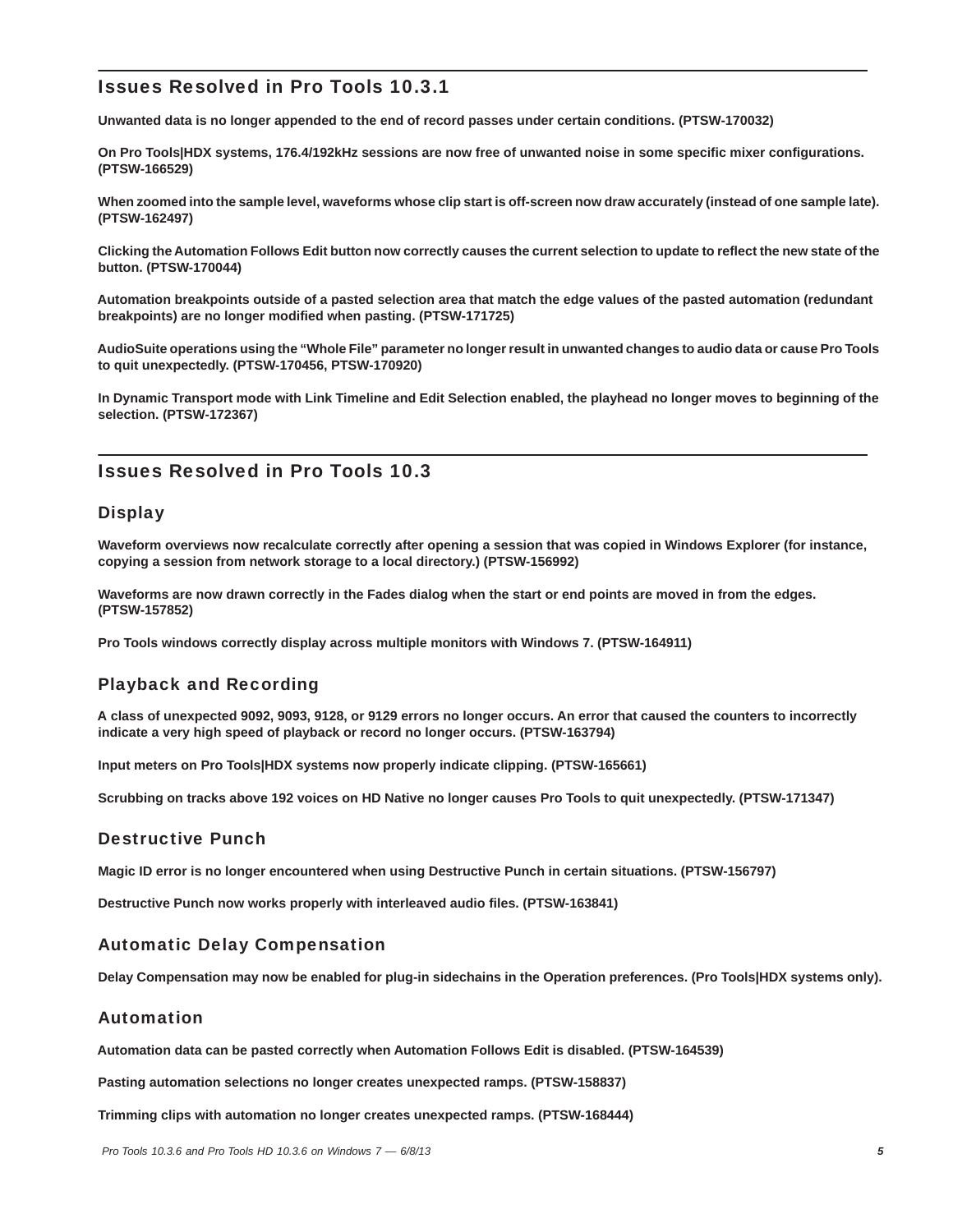## Issues Resolved in Pro Tools 10.3.1

**Unwanted data is no longer appended to the end of record passes under certain conditions. (PTSW-170032)**

**On Pro Tools|HDX systems, 176.4/192kHz sessions are now free of unwanted noise in some specific mixer configurations. (PTSW-166529)**

**When zoomed into the sample level, waveforms whose clip start is off-screen now draw accurately (instead of one sample late). (PTSW-162497)**

**Clicking the Automation Follows Edit button now correctly causes the current selection to update to reflect the new state of the button. (PTSW-170044)**

**Automation breakpoints outside of a pasted selection area that match the edge values of the pasted automation (redundant breakpoints) are no longer modified when pasting. (PTSW-171725)**

**AudioSuite operations using the “Whole File” parameter no longer result in unwanted changes to audio data or cause Pro Tools to quit unexpectedly. (PTSW-170456, PTSW-170920)**

**In Dynamic Transport mode with Link Timeline and Edit Selection enabled, the playhead no longer moves to beginning of the selection. (PTSW-172367)**

## Issues Resolved in Pro Tools 10.3

### Display

**Waveform overviews now recalculate correctly after opening a session that was copied in Windows Explorer (for instance, copying a session from network storage to a local directory.) (PTSW-156992)**

**Waveforms are now drawn correctly in the Fades dialog when the start or end points are moved in from the edges. (PTSW-157852)**

**Pro Tools windows correctly display across multiple monitors with Windows 7. (PTSW-164911)**

### Playback and Recording

**A class of unexpected 9092, 9093, 9128, or 9129 errors no longer occurs. An error that caused the counters to incorrectly indicate a very high speed of playback or record no longer occurs. (PTSW-163794)**

**Input meters on Pro Tools|HDX systems now properly indicate clipping. (PTSW-165661)**

**Scrubbing on tracks above 192 voices on HD Native no longer causes Pro Tools to quit unexpectedly. (PTSW-171347)**

### Destructive Punch

**Magic ID error is no longer encountered when using Destructive Punch in certain situations. (PTSW-156797)**

**Destructive Punch now works properly with interleaved audio files. (PTSW-163841)**

### Automatic Delay Compensation

**Delay Compensation may now be enabled for plug-in sidechains in the Operation preferences. (Pro Tools|HDX systems only).**

### Automation

**Automation data can be pasted correctly when Automation Follows Edit is disabled. (PTSW-164539)**

**Pasting automation selections no longer creates unexpected ramps. (PTSW-158837)**

**Trimming clips with automation no longer creates unexpected ramps. (PTSW-168444)**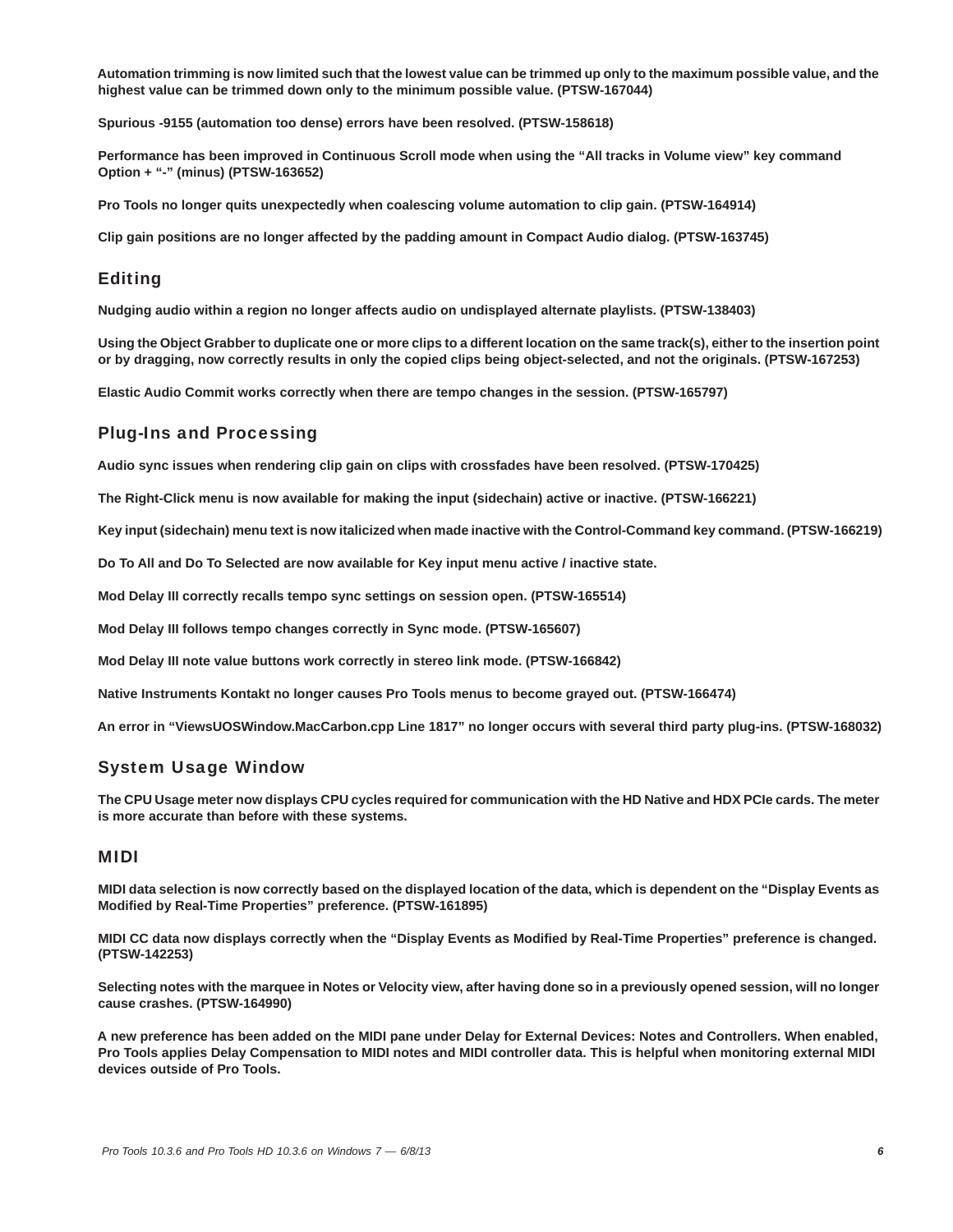**Automation trimming is now limited such that the lowest value can be trimmed up only to the maximum possible value, and the highest value can be trimmed down only to the minimum possible value. (PTSW-167044)**

**Spurious -9155 (automation too dense) errors have been resolved. (PTSW-158618)**

**Performance has been improved in Continuous Scroll mode when using the “All tracks in Volume view” key command Option + “-” (minus) (PTSW-163652)**

**Pro Tools no longer quits unexpectedly when coalescing volume automation to clip gain. (PTSW-164914)**

**Clip gain positions are no longer affected by the padding amount in Compact Audio dialog. (PTSW-163745)**

## Editing

**Nudging audio within a region no longer affects audio on undisplayed alternate playlists. (PTSW-138403)**

**Using the Object Grabber to duplicate one or more clips to a different location on the same track(s), either to the insertion point or by dragging, now correctly results in only the copied clips being object-selected, and not the originals. (PTSW-167253)**

**Elastic Audio Commit works correctly when there are tempo changes in the session. (PTSW-165797)**

## Plug-Ins and Processing

**Audio sync issues when rendering clip gain on clips with crossfades have been resolved. (PTSW-170425)**

**The Right-Click menu is now available for making the input (sidechain) active or inactive. (PTSW-166221)**

**Key input (sidechain) menu text is now italicized when made inactive with the Control-Command key command. (PTSW-166219)**

**Do To All and Do To Selected are now available for Key input menu active / inactive state.**

**Mod Delay III correctly recalls tempo sync settings on session open. (PTSW-165514)**

**Mod Delay III follows tempo changes correctly in Sync mode. (PTSW-165607)**

**Mod Delay III note value buttons work correctly in stereo link mode. (PTSW-166842)**

**Native Instruments Kontakt no longer causes Pro Tools menus to become grayed out. (PTSW-166474)**

**An error in “ViewsUOSWindow.MacCarbon.cpp Line 1817” no longer occurs with several third party plug-ins. (PTSW-168032)**

## System Usage Window

**The CPU Usage meter now displays CPU cycles required for communication with the HD Native and HDX PCIe cards. The meter is more accurate than before with these systems.**

## MIDI

**MIDI data selection is now correctly based on the displayed location of the data, which is dependent on the “Display Events as Modified by Real-Time Properties” preference. (PTSW-161895)**

**MIDI CC data now displays correctly when the “Display Events as Modified by Real-Time Properties” preference is changed. (PTSW-142253)**

**Selecting notes with the marquee in Notes or Velocity view, after having done so in a previously opened session, will no longer cause crashes. (PTSW-164990)**

**A new preference has been added on the MIDI pane under Delay for External Devices: Notes and Controllers. When enabled, Pro Tools applies Delay Compensation to MIDI notes and MIDI controller data. This is helpful when monitoring external MIDI devices outside of Pro Tools.**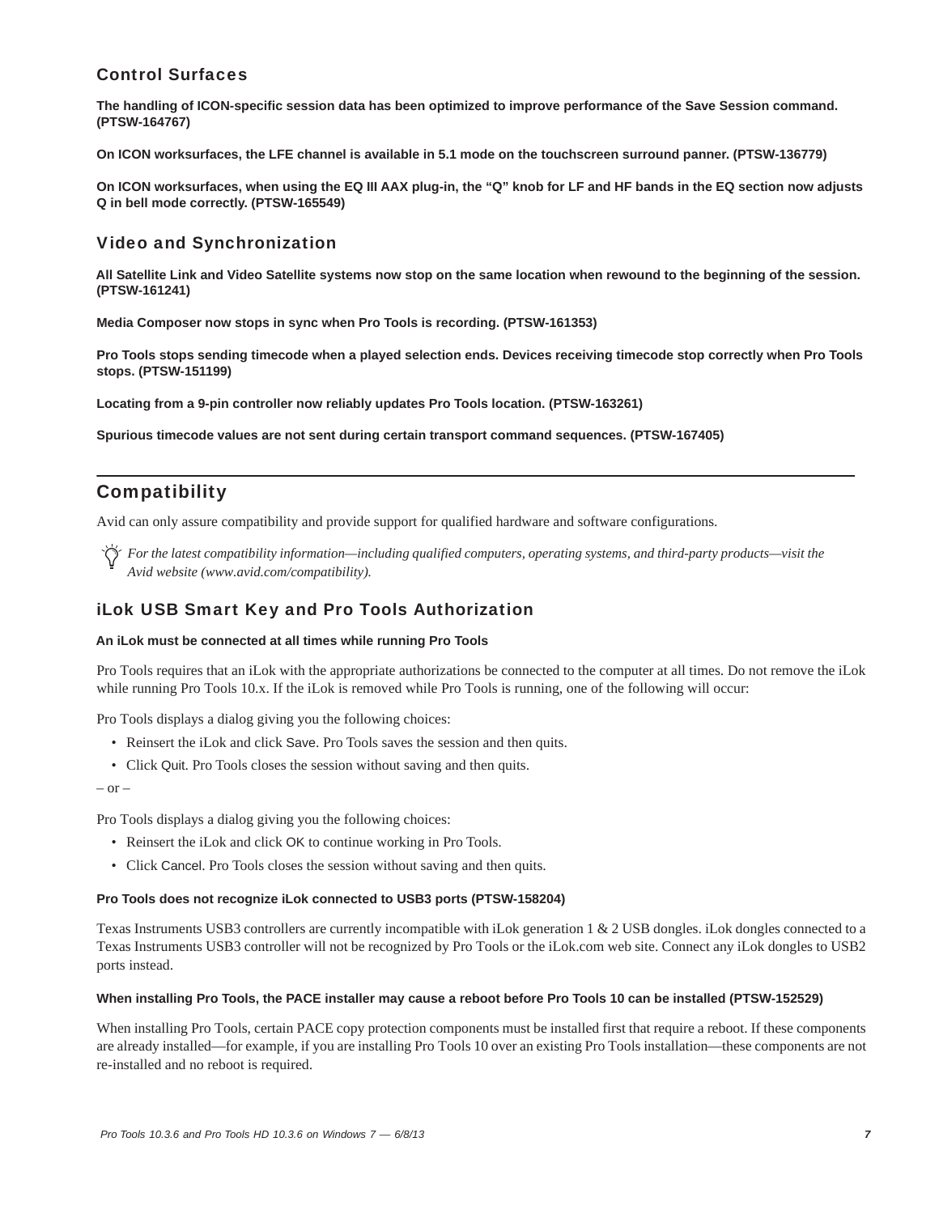### Control Surfaces

**The handling of ICON-specific session data has been optimized to improve performance of the Save Session command. (PTSW-164767)**

**On ICON worksurfaces, the LFE channel is available in 5.1 mode on the touchscreen surround panner. (PTSW-136779)**

**On ICON worksurfaces, when using the EQ III AAX plug-in, the “Q” knob for LF and HF bands in the EQ section now adjusts Q in bell mode correctly. (PTSW-165549)**

### Video and Synchronization

**All Satellite Link and Video Satellite systems now stop on the same location when rewound to the beginning of the session. (PTSW-161241)**

**Media Composer now stops in sync when Pro Tools is recording. (PTSW-161353)**

**Pro Tools stops sending timecode when a played selection ends. Devices receiving timecode stop correctly when Pro Tools stops. (PTSW-151199)**

**Locating from a 9-pin controller now reliably updates Pro Tools location. (PTSW-163261)**

**Spurious timecode values are not sent during certain transport command sequences. (PTSW-167405)**

## Compatibility

Avid can only assure compatibility and provide support for qualified hardware and software configurations.

*For the latest compatibility information—including qualified computers, operating systems, and third-party products—visit the Avid website (www.avid.com/compatibility).*

### iLok USB Smart Key and Pro Tools Authorization

**An iLok must be connected at all times while running Pro Tools**

Pro Tools requires that an iLok with the appropriate authorizations be connected to the computer at all times. Do not remove the iLok while running Pro Tools 10.x. If the iLok is removed while Pro Tools is running, one of the following will occur:

Pro Tools displays a dialog giving you the following choices:

- Reinsert the iLok and click Save. Pro Tools saves the session and then quits.
- Click Quit. Pro Tools closes the session without saving and then quits.

– or –

Pro Tools displays a dialog giving you the following choices:

- Reinsert the iLok and click OK to continue working in Pro Tools.
- Click Cancel. Pro Tools closes the session without saving and then quits.

**Pro Tools does not recognize iLok connected to USB3 ports (PTSW-158204)**

Texas Instruments USB3 controllers are currently incompatible with iLok generation 1 & 2 USB dongles. iLok dongles connected to a Texas Instruments USB3 controller will not be recognized by Pro Tools or the iLok.com web site. Connect any iLok dongles to USB2 ports instead.

**When installing Pro Tools, the PACE installer may cause a reboot before Pro Tools 10 can be installed (PTSW-152529)**

When installing Pro Tools, certain PACE copy protection components must be installed first that require a reboot. If these components are already installed—for example, if you are installing Pro Tools 10 over an existing Pro Tools installation—these components are not re-installed and no reboot is required.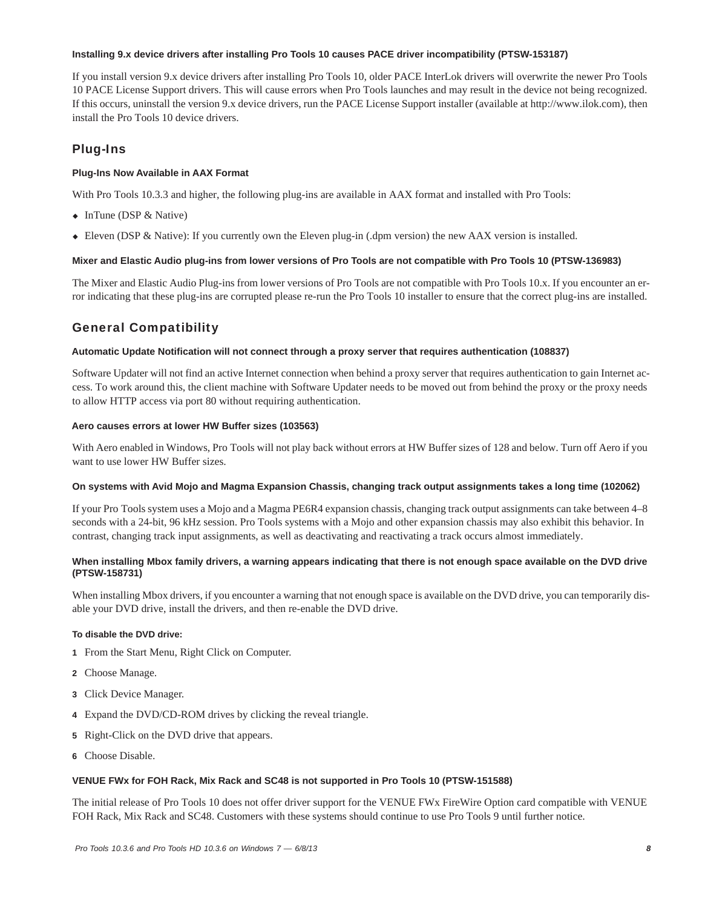#### Installing 9.x device drivers after installing Pro Tools 10 causes PACE driver incompatibility (PTSW-153187)

If you install version 9.x device drivers after installing Pro Tools 10, older PACE InterLok drivers will overwrite the newer Pro Tools 10 PACE License Support drivers. This will cause errors when Pro Tools launches and may result in the device not being recognized. If this occurs, uninstall the version 9.x device drivers, run the PACE License Support installer (available at http://www.ilok.com), then install the Pro Tools 10 device drivers.

## Plug-Ins

#### Plug-Ins Now Available in AAX Format

With Pro Tools 10.3.3 and higher, the following plug-ins are available in AAX format and installed with Pro Tools:

- InTune (DSP & Native)
- Eleven (DSP & Native): If you currently own the Eleven plug-in (.dpm version) the new AAX version is installed.

#### Mixer and Elastic Audio plug-ins from lower versions of Pro Tools are not compatible with Pro Tools 10 (PTSW-136983)

The Mixer and Elastic Audio Plug-ins from lower versions of Pro Tools are not compatible with Pro Tools 10.x. If you encounter an error indicating that these plug-ins are corrupted please re-run the Pro Tools 10 installer to ensure that the correct plug-ins are installed.

## General Compatibility

#### Automatic Update Notification will not connect through a proxy server that requires authentication (108837)

Software Updater will not find an active Internet connection when behind a proxy server that requires authentication to gain Internet access. To work around this, the client machine with Software Updater needs to be moved out from behind the proxy or the proxy needs to allow HTTP access via port 80 without requiring authentication.

#### Aero causes errors at lower HW Buffer sizes (103563)

With Aero enabled in Windows, Pro Tools will not play back without errors at HW Buffer sizes of 128 and below. Turn off Aero if you want to use lower HW Buffer sizes.

#### On systems with Avid Mojo and Magma Expansion Chassis, changing track output assignments takes a long time (102062)

If your Pro Tools system uses a Mojo and a Magma PE6R4 expansion chassis, changing track output assignments can take between 4–8 seconds with a 24-bit, 96 kHz session. Pro Tools systems with a Mojo and other expansion chassis may also exhibit this behavior. In contrast, changing track input assignments, as well as deactivating and reactivating a track occurs almost immediately.

#### When installing Mbox family drivers, a warning appears indicating that there is not enough space available on the DVD drive (PTSW-158731)

When installing Mbox drivers, if you encounter a warning that not enough space is available on the DVD drive, you can temporarily disable your DVD drive, install the drivers, and then re-enable the DVD drive.

**To disable the DVD drive:**

1. From the Start Menu, Right Click on Computer.
2. Choose Manage.
3. Click Device Manager.
4. Expand the DVD/CD-ROM drives by clicking the reveal triangle.
5. Right-Click on the DVD drive that appears.
6. Choose Disable.

#### VENUE FWx for FOH Rack, Mix Rack and SC48 is not supported in Pro Tools 10 (PTSW-151588)

The initial release of Pro Tools 10 does not offer driver support for the VENUE FWx FireWire Option card compatible with VENUE FOH Rack, Mix Rack and SC48. Customers with these systems should continue to use Pro Tools 9 until further notice.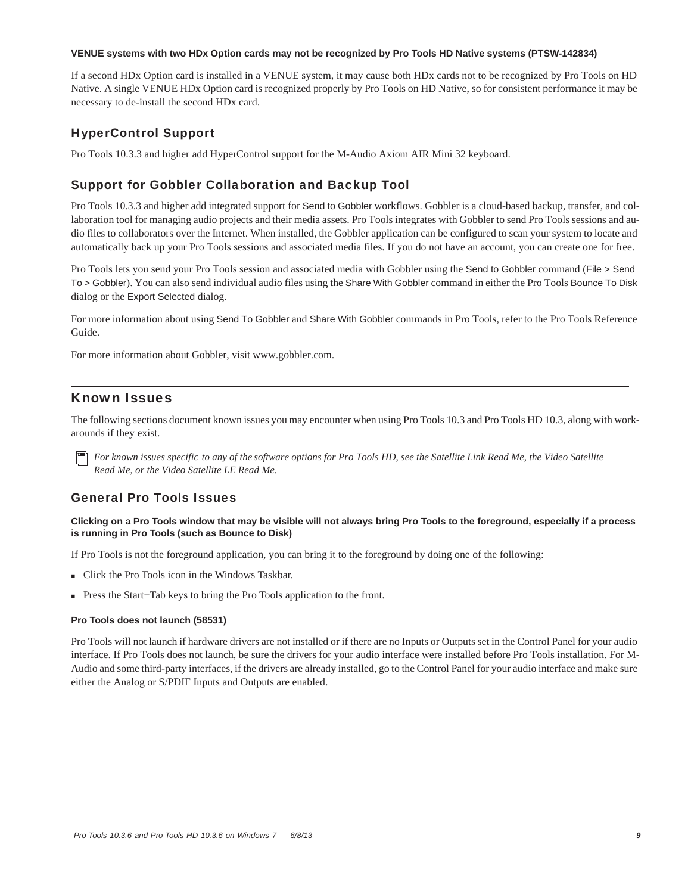**VENUE systems with two HDx Option cards may not be recognized by Pro Tools HD Native systems (PTSW-142834)**

If a second HDx Option card is installed in a VENUE system, it may cause both HDx cards not to be recognized by Pro Tools on HD Native. A single VENUE HDx Option card is recognized properly by Pro Tools on HD Native, so for consistent performance it may be necessary to de-install the second HDx card.

## HyperControl Support

Pro Tools 10.3.3 and higher add HyperControl support for the M-Audio Axiom AIR Mini 32 keyboard.

## Support for Gobbler Collaboration and Backup Tool

Pro Tools 10.3.3 and higher add integrated support for Send to Gobbler workflows. Gobbler is a cloud-based backup, transfer, and collaboration tool for managing audio projects and their media assets. Pro Tools integrates with Gobbler to send Pro Tools sessions and audio files to collaborators over the Internet. When installed, the Gobbler application can be configured to scan your system to locate and automatically back up your Pro Tools sessions and associated media files. If you do not have an account, you can create one for free.

Pro Tools lets you send your Pro Tools session and associated media with Gobbler using the Send to Gobbler command (File > Send To > Gobbler). You can also send individual audio files using the Share With Gobbler command in either the Pro Tools Bounce To Disk dialog or the Export Selected dialog.

For more information about using Send To Gobbler and Share With Gobbler commands in Pro Tools, refer to the Pro Tools Reference Guide.

For more information about Gobbler, visit www.gobbler.com.

# Known Issues

The following sections document known issues you may encounter when using Pro Tools 10.3 and Pro Tools HD 10.3, along with workarounds if they exist.

*For known issues specific to any of the software options for Pro Tools HD, see the Satellite Link Read Me, the Video Satellite Read Me, or the Video Satellite LE Read Me.*

## General Pro Tools Issues

**Clicking on a Pro Tools window that may be visible will not always bring Pro Tools to the foreground, especially if a process is running in Pro Tools (such as Bounce to Disk)**

If Pro Tools is not the foreground application, you can bring it to the foreground by doing one of the following:

- Click the Pro Tools icon in the Windows Taskbar.
- Press the Start+Tab keys to bring the Pro Tools application to the front.

**Pro Tools does not launch (58531)**

Pro Tools will not launch if hardware drivers are not installed or if there are no Inputs or Outputs set in the Control Panel for your audio interface. If Pro Tools does not launch, be sure the drivers for your audio interface were installed before Pro Tools installation. For M-Audio and some third-party interfaces, if the drivers are already installed, go to the Control Panel for your audio interface and make sure either the Analog or S/PDIF Inputs and Outputs are enabled.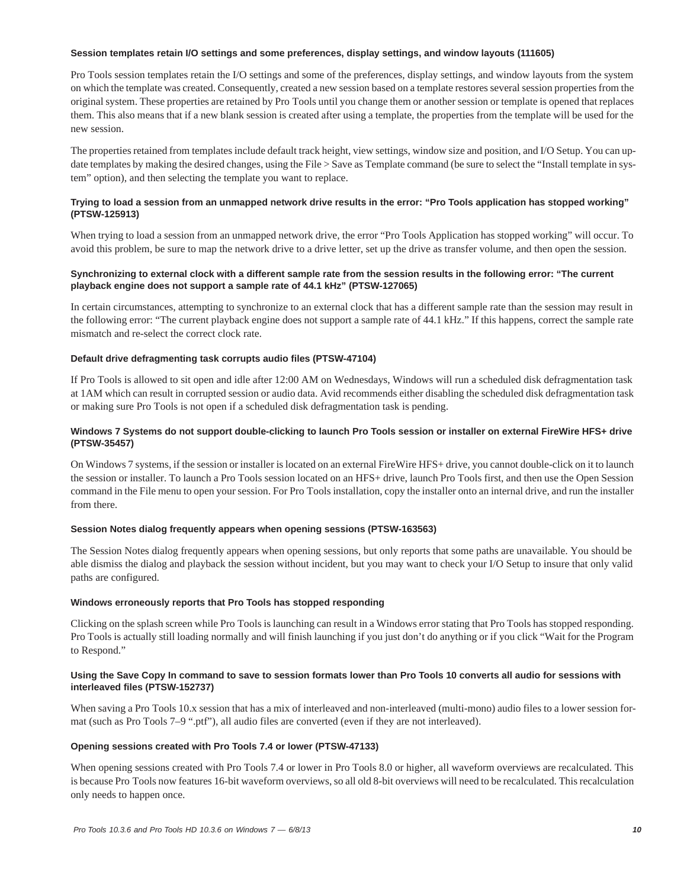#### Session templates retain I/O settings and some preferences, display settings, and window layouts (111605)

Pro Tools session templates retain the I/O settings and some of the preferences, display settings, and window layouts from the system on which the template was created. Consequently, created a new session based on a template restores several session properties from the original system. These properties are retained by Pro Tools until you change them or another session or template is opened that replaces them. This also means that if a new blank session is created after using a template, the properties from the template will be used for the new session.

The properties retained from templates include default track height, view settings, window size and position, and I/O Setup. You can update templates by making the desired changes, using the File > Save as Template command (be sure to select the "Install template in system" option), and then selecting the template you want to replace.

#### Trying to load a session from an unmapped network drive results in the error: "Pro Tools application has stopped working" (PTSW-125913)

When trying to load a session from an unmapped network drive, the error "Pro Tools Application has stopped working" will occur. To avoid this problem, be sure to map the network drive to a drive letter, set up the drive as transfer volume, and then open the session.

#### Synchronizing to external clock with a different sample rate from the session results in the following error: "The current playback engine does not support a sample rate of 44.1 kHz" (PTSW-127065)

In certain circumstances, attempting to synchronize to an external clock that has a different sample rate than the session may result in the following error: "The current playback engine does not support a sample rate of 44.1 kHz." If this happens, correct the sample rate mismatch and re-select the correct clock rate.

#### Default drive defragmenting task corrupts audio files (PTSW-47104)

If Pro Tools is allowed to sit open and idle after 12:00 AM on Wednesdays, Windows will run a scheduled disk defragmentation task at 1AM which can result in corrupted session or audio data. Avid recommends either disabling the scheduled disk defragmentation task or making sure Pro Tools is not open if a scheduled disk defragmentation task is pending.

#### Windows 7 Systems do not support double-clicking to launch Pro Tools session or installer on external FireWire HFS+ drive (PTSW-35457)

On Windows 7 systems, if the session or installer is located on an external FireWire HFS+ drive, you cannot double-click on it to launch the session or installer. To launch a Pro Tools session located on an HFS+ drive, launch Pro Tools first, and then use the Open Session command in the File menu to open your session. For Pro Tools installation, copy the installer onto an internal drive, and run the installer from there.

#### Session Notes dialog frequently appears when opening sessions (PTSW-163563)

The Session Notes dialog frequently appears when opening sessions, but only reports that some paths are unavailable. You should be able dismiss the dialog and playback the session without incident, but you may want to check your I/O Setup to insure that only valid paths are configured.

#### Windows erroneously reports that Pro Tools has stopped responding

Clicking on the splash screen while Pro Tools is launching can result in a Windows error stating that Pro Tools has stopped responding. Pro Tools is actually still loading normally and will finish launching if you just don't do anything or if you click "Wait for the Program to Respond."

#### Using the Save Copy In command to save to session formats lower than Pro Tools 10 converts all audio for sessions with interleaved files (PTSW-152737)

When saving a Pro Tools 10.x session that has a mix of interleaved and non-interleaved (multi-mono) audio files to a lower session format (such as Pro Tools 7–9 ".ptf"), all audio files are converted (even if they are not interleaved).

#### Opening sessions created with Pro Tools 7.4 or lower (PTSW-47133)

When opening sessions created with Pro Tools 7.4 or lower in Pro Tools 8.0 or higher, all waveform overviews are recalculated. This is because Pro Tools now features 16-bit waveform overviews, so all old 8-bit overviews will need to be recalculated. This recalculation only needs to happen once.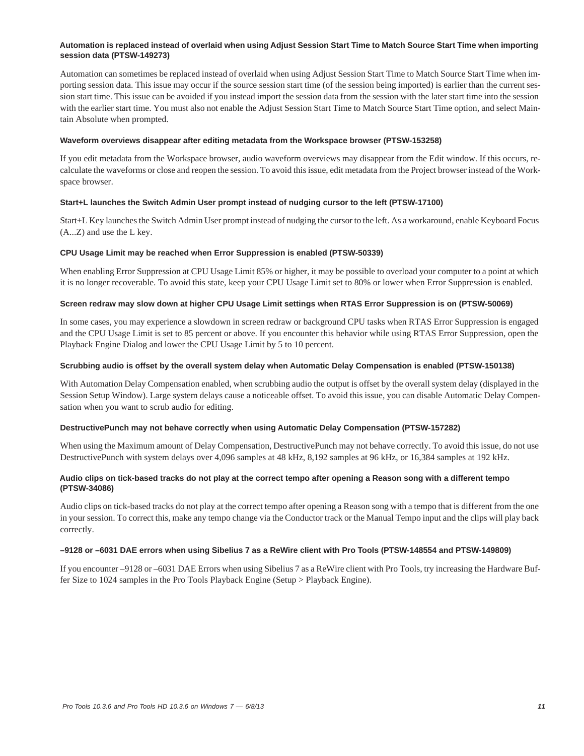#### Automation is replaced instead of overlaid when using Adjust Session Start Time to Match Source Start Time when importing session data (PTSW-149273)

Automation can sometimes be replaced instead of overlaid when using Adjust Session Start Time to Match Source Start Time when importing session data. This issue may occur if the source session start time (of the session being imported) is earlier than the current session start time. This issue can be avoided if you instead import the session data from the session with the later start time into the session with the earlier start time. You must also not enable the Adjust Session Start Time to Match Source Start Time option, and select Maintain Absolute when prompted.

#### Waveform overviews disappear after editing metadata from the Workspace browser (PTSW-153258)

If you edit metadata from the Workspace browser, audio waveform overviews may disappear from the Edit window. If this occurs, recalculate the waveforms or close and reopen the session. To avoid this issue, edit metadata from the Project browser instead of the Workspace browser.

#### Start+L launches the Switch Admin User prompt instead of nudging cursor to the left (PTSW-17100)

Start+L Key launches the Switch Admin User prompt instead of nudging the cursor to the left. As a workaround, enable Keyboard Focus (A...Z) and use the L key.

#### CPU Usage Limit may be reached when Error Suppression is enabled (PTSW-50339)

When enabling Error Suppression at CPU Usage Limit 85% or higher, it may be possible to overload your computer to a point at which it is no longer recoverable. To avoid this state, keep your CPU Usage Limit set to 80% or lower when Error Suppression is enabled.

#### Screen redraw may slow down at higher CPU Usage Limit settings when RTAS Error Suppression is on (PTSW-50069)

In some cases, you may experience a slowdown in screen redraw or background CPU tasks when RTAS Error Suppression is engaged and the CPU Usage Limit is set to 85 percent or above. If you encounter this behavior while using RTAS Error Suppression, open the Playback Engine Dialog and lower the CPU Usage Limit by 5 to 10 percent.

#### Scrubbing audio is offset by the overall system delay when Automatic Delay Compensation is enabled (PTSW-150138)

With Automation Delay Compensation enabled, when scrubbing audio the output is offset by the overall system delay (displayed in the Session Setup Window). Large system delays cause a noticeable offset. To avoid this issue, you can disable Automatic Delay Compensation when you want to scrub audio for editing.

#### DestructivePunch may not behave correctly when using Automatic Delay Compensation (PTSW-157282)

When using the Maximum amount of Delay Compensation, DestructivePunch may not behave correctly. To avoid this issue, do not use DestructivePunch with system delays over 4,096 samples at 48 kHz, 8,192 samples at 96 kHz, or 16,384 samples at 192 kHz.

#### Audio clips on tick-based tracks do not play at the correct tempo after opening a Reason song with a different tempo (PTSW-34086)

Audio clips on tick-based tracks do not play at the correct tempo after opening a Reason song with a tempo that is different from the one in your session. To correct this, make any tempo change via the Conductor track or the Manual Tempo input and the clips will play back correctly.

#### –9128 or –6031 DAE errors when using Sibelius 7 as a ReWire client with Pro Tools (PTSW-148554 and PTSW-149809)

If you encounter –9128 or –6031 DAE Errors when using Sibelius 7 as a ReWire client with Pro Tools, try increasing the Hardware Buffer Size to 1024 samples in the Pro Tools Playback Engine (Setup > Playback Engine).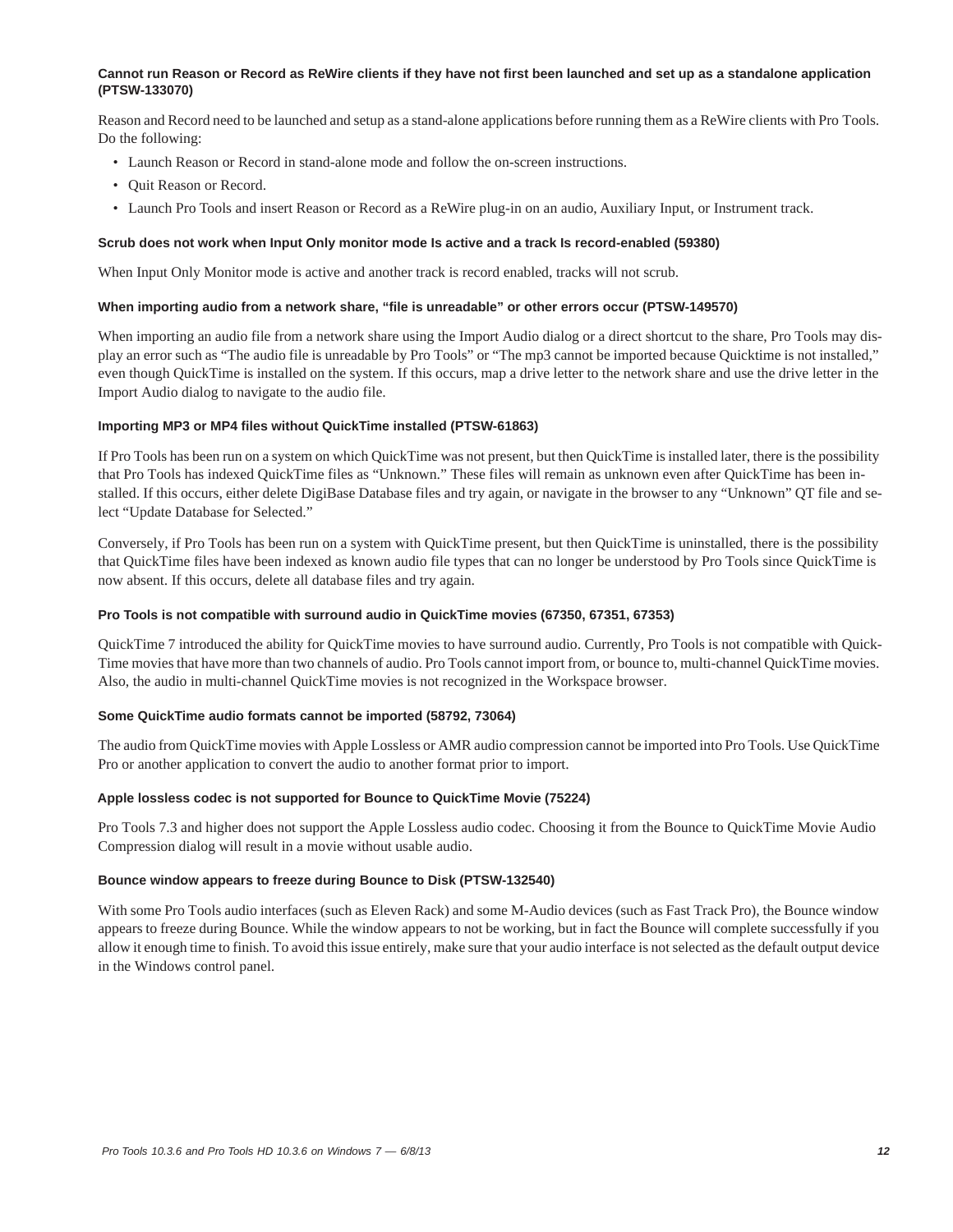#### Cannot run Reason or Record as ReWire clients if they have not first been launched and set up as a standalone application (PTSW-133070)

Reason and Record need to be launched and setup as a stand-alone applications before running them as a ReWire clients with Pro Tools. Do the following:

- Launch Reason or Record in stand-alone mode and follow the on-screen instructions.
- Quit Reason or Record.
- Launch Pro Tools and insert Reason or Record as a ReWire plug-in on an audio, Auxiliary Input, or Instrument track.

#### Scrub does not work when Input Only monitor mode Is active and a track Is record-enabled (59380)

When Input Only Monitor mode is active and another track is record enabled, tracks will not scrub.

#### When importing audio from a network share, "file is unreadable" or other errors occur (PTSW-149570)

When importing an audio file from a network share using the Import Audio dialog or a direct shortcut to the share, Pro Tools may display an error such as "The audio file is unreadable by Pro Tools" or "The mp3 cannot be imported because Quicktime is not installed," even though QuickTime is installed on the system. If this occurs, map a drive letter to the network share and use the drive letter in the Import Audio dialog to navigate to the audio file.

#### Importing MP3 or MP4 files without QuickTime installed (PTSW-61863)

If Pro Tools has been run on a system on which QuickTime was not present, but then QuickTime is installed later, there is the possibility that Pro Tools has indexed QuickTime files as "Unknown." These files will remain as unknown even after QuickTime has been installed. If this occurs, either delete DigiBase Database files and try again, or navigate in the browser to any "Unknown" QT file and select "Update Database for Selected."

Conversely, if Pro Tools has been run on a system with QuickTime present, but then QuickTime is uninstalled, there is the possibility that QuickTime files have been indexed as known audio file types that can no longer be understood by Pro Tools since QuickTime is now absent. If this occurs, delete all database files and try again.

#### Pro Tools is not compatible with surround audio in QuickTime movies (67350, 67351, 67353)

QuickTime 7 introduced the ability for QuickTime movies to have surround audio. Currently, Pro Tools is not compatible with QuickTime movies that have more than two channels of audio. Pro Tools cannot import from, or bounce to, multi-channel QuickTime movies. Also, the audio in multi-channel QuickTime movies is not recognized in the Workspace browser.

#### Some QuickTime audio formats cannot be imported (58792, 73064)

The audio from QuickTime movies with Apple Lossless or AMR audio compression cannot be imported into Pro Tools. Use QuickTime Pro or another application to convert the audio to another format prior to import.

#### Apple lossless codec is not supported for Bounce to QuickTime Movie (75224)

Pro Tools 7.3 and higher does not support the Apple Lossless audio codec. Choosing it from the Bounce to QuickTime Movie Audio Compression dialog will result in a movie without usable audio.

#### Bounce window appears to freeze during Bounce to Disk (PTSW-132540)

With some Pro Tools audio interfaces (such as Eleven Rack) and some M-Audio devices (such as Fast Track Pro), the Bounce window appears to freeze during Bounce. While the window appears to not be working, but in fact the Bounce will complete successfully if you allow it enough time to finish. To avoid this issue entirely, make sure that your audio interface is not selected as the default output device in the Windows control panel.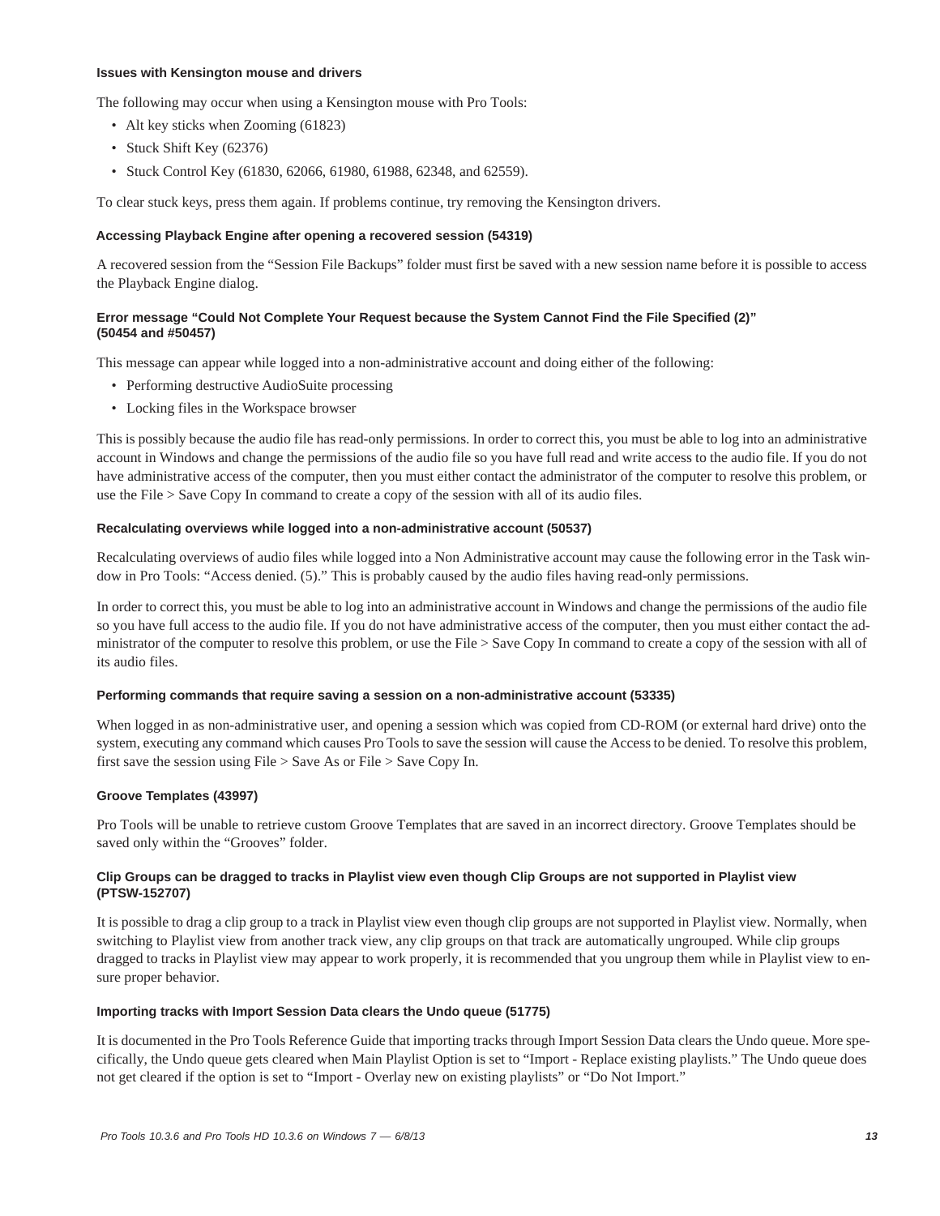#### Issues with Kensington mouse and drivers

The following may occur when using a Kensington mouse with Pro Tools:

- Alt key sticks when Zooming (61823)
- Stuck Shift Key (62376)
- Stuck Control Key (61830, 62066, 61980, 61988, 62348, and 62559).

To clear stuck keys, press them again. If problems continue, try removing the Kensington drivers.

#### Accessing Playback Engine after opening a recovered session (54319)

A recovered session from the "Session File Backups" folder must first be saved with a new session name before it is possible to access the Playback Engine dialog.

#### Error message "Could Not Complete Your Request because the System Cannot Find the File Specified (2)" (50454 and #50457)

This message can appear while logged into a non-administrative account and doing either of the following:

- Performing destructive AudioSuite processing
- Locking files in the Workspace browser

This is possibly because the audio file has read-only permissions. In order to correct this, you must be able to log into an administrative account in Windows and change the permissions of the audio file so you have full read and write access to the audio file. If you do not have administrative access of the computer, then you must either contact the administrator of the computer to resolve this problem, or use the File > Save Copy In command to create a copy of the session with all of its audio files.

#### Recalculating overviews while logged into a non-administrative account (50537)

Recalculating overviews of audio files while logged into a Non Administrative account may cause the following error in the Task window in Pro Tools: "Access denied. (5)." This is probably caused by the audio files having read-only permissions.

In order to correct this, you must be able to log into an administrative account in Windows and change the permissions of the audio file so you have full access to the audio file. If you do not have administrative access of the computer, then you must either contact the administrator of the computer to resolve this problem, or use the File > Save Copy In command to create a copy of the session with all of its audio files.

#### Performing commands that require saving a session on a non-administrative account (53335)

When logged in as non-administrative user, and opening a session which was copied from CD-ROM (or external hard drive) onto the system, executing any command which causes Pro Tools to save the session will cause the Access to be denied. To resolve this problem, first save the session using File > Save As or File > Save Copy In.

#### Groove Templates (43997)

Pro Tools will be unable to retrieve custom Groove Templates that are saved in an incorrect directory. Groove Templates should be saved only within the "Grooves" folder.

#### Clip Groups can be dragged to tracks in Playlist view even though Clip Groups are not supported in Playlist view (PTSW-152707)

It is possible to drag a clip group to a track in Playlist view even though clip groups are not supported in Playlist view. Normally, when switching to Playlist view from another track view, any clip groups on that track are automatically ungrouped. While clip groups dragged to tracks in Playlist view may appear to work properly, it is recommended that you ungroup them while in Playlist view to ensure proper behavior.

#### Importing tracks with Import Session Data clears the Undo queue (51775)

It is documented in the Pro Tools Reference Guide that importing tracks through Import Session Data clears the Undo queue. More specifically, the Undo queue gets cleared when Main Playlist Option is set to "Import - Replace existing playlists." The Undo queue does not get cleared if the option is set to "Import - Overlay new on existing playlists" or "Do Not Import."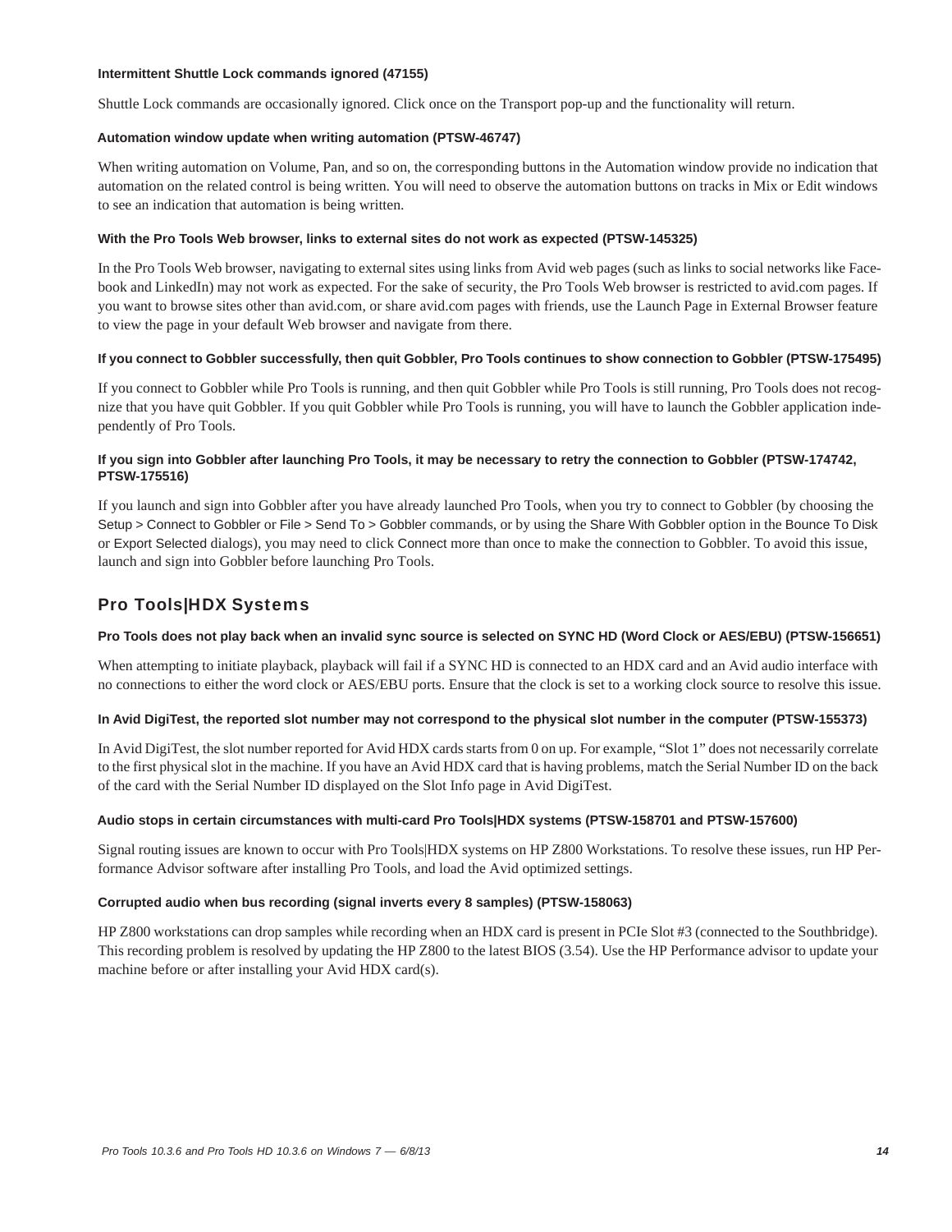#### Intermittent Shuttle Lock commands ignored (47155)

Shuttle Lock commands are occasionally ignored. Click once on the Transport pop-up and the functionality will return.

#### Automation window update when writing automation (PTSW-46747)

When writing automation on Volume, Pan, and so on, the corresponding buttons in the Automation window provide no indication that automation on the related control is being written. You will need to observe the automation buttons on tracks in Mix or Edit windows to see an indication that automation is being written.

#### With the Pro Tools Web browser, links to external sites do not work as expected (PTSW-145325)

In the Pro Tools Web browser, navigating to external sites using links from Avid web pages (such as links to social networks like Facebook and LinkedIn) may not work as expected. For the sake of security, the Pro Tools Web browser is restricted to avid.com pages. If you want to browse sites other than avid.com, or share avid.com pages with friends, use the Launch Page in External Browser feature to view the page in your default Web browser and navigate from there.

#### If you connect to Gobbler successfully, then quit Gobbler, Pro Tools continues to show connection to Gobbler (PTSW-175495)

If you connect to Gobbler while Pro Tools is running, and then quit Gobbler while Pro Tools is still running, Pro Tools does not recognize that you have quit Gobbler. If you quit Gobbler while Pro Tools is running, you will have to launch the Gobbler application independently of Pro Tools.

#### If you sign into Gobbler after launching Pro Tools, it may be necessary to retry the connection to Gobbler (PTSW-174742, PTSW-175516)

If you launch and sign into Gobbler after you have already launched Pro Tools, when you try to connect to Gobbler (by choosing the Setup > Connect to Gobbler or File > Send To > Gobbler commands, or by using the Share With Gobbler option in the Bounce To Disk or Export Selected dialogs), you may need to click Connect more than once to make the connection to Gobbler. To avoid this issue, launch and sign into Gobbler before launching Pro Tools.

## Pro Tools|HDX Systems

#### Pro Tools does not play back when an invalid sync source is selected on SYNC HD (Word Clock or AES/EBU) (PTSW-156651)

When attempting to initiate playback, playback will fail if a SYNC HD is connected to an HDX card and an Avid audio interface with no connections to either the word clock or AES/EBU ports. Ensure that the clock is set to a working clock source to resolve this issue.

#### In Avid DigiTest, the reported slot number may not correspond to the physical slot number in the computer (PTSW-155373)

In Avid DigiTest, the slot number reported for Avid HDX cards starts from 0 on up. For example, "Slot 1" does not necessarily correlate to the first physical slot in the machine. If you have an Avid HDX card that is having problems, match the Serial Number ID on the back of the card with the Serial Number ID displayed on the Slot Info page in Avid DigiTest.

#### Audio stops in certain circumstances with multi-card Pro Tools|HDX systems (PTSW-158701 and PTSW-157600)

Signal routing issues are known to occur with Pro Tools|HDX systems on HP Z800 Workstations. To resolve these issues, run HP Performance Advisor software after installing Pro Tools, and load the Avid optimized settings.

#### Corrupted audio when bus recording (signal inverts every 8 samples) (PTSW-158063)

HP Z800 workstations can drop samples while recording when an HDX card is present in PCIe Slot #3 (connected to the Southbridge). This recording problem is resolved by updating the HP Z800 to the latest BIOS (3.54). Use the HP Performance advisor to update your machine before or after installing your Avid HDX card(s).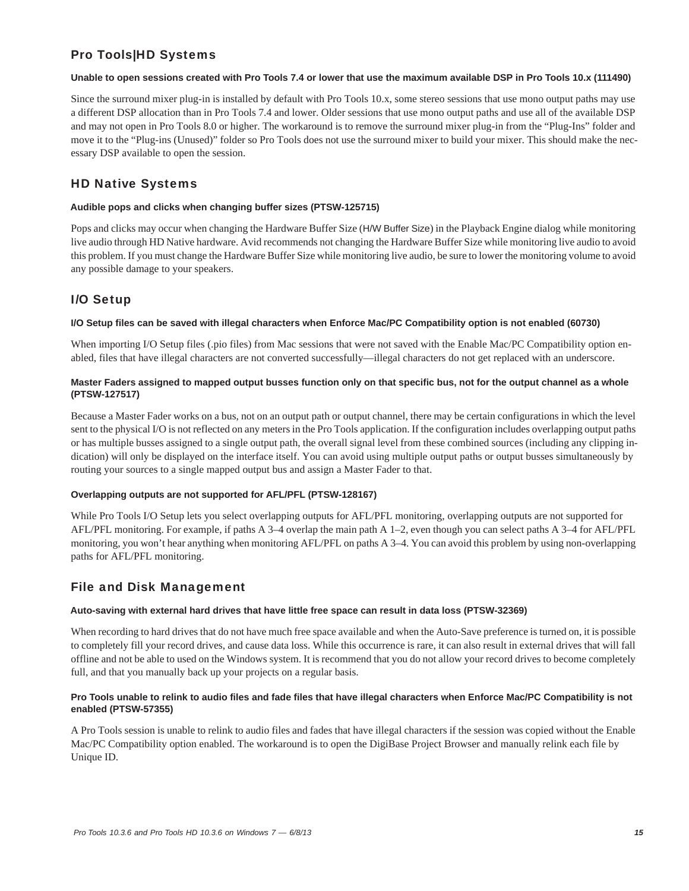## Pro Tools|HD Systems

### Unable to open sessions created with Pro Tools 7.4 or lower that use the maximum available DSP in Pro Tools 10.x (111490)

Since the surround mixer plug-in is installed by default with Pro Tools 10.x, some stereo sessions that use mono output paths may use a different DSP allocation than in Pro Tools 7.4 and lower. Older sessions that use mono output paths and use all of the available DSP and may not open in Pro Tools 8.0 or higher. The workaround is to remove the surround mixer plug-in from the "Plug-Ins" folder and move it to the "Plug-ins (Unused)" folder so Pro Tools does not use the surround mixer to build your mixer. This should make the necessary DSP available to open the session.

## HD Native Systems

### Audible pops and clicks when changing buffer sizes (PTSW-125715)

Pops and clicks may occur when changing the Hardware Buffer Size (H/W Buffer Size) in the Playback Engine dialog while monitoring live audio through HD Native hardware. Avid recommends not changing the Hardware Buffer Size while monitoring live audio to avoid this problem. If you must change the Hardware Buffer Size while monitoring live audio, be sure to lower the monitoring volume to avoid any possible damage to your speakers.

## I/O Setup

### I/O Setup files can be saved with illegal characters when Enforce Mac/PC Compatibility option is not enabled (60730)

When importing I/O Setup files (.pio files) from Mac sessions that were not saved with the Enable Mac/PC Compatibility option enabled, files that have illegal characters are not converted successfully—illegal characters do not get replaced with an underscore.

### Master Faders assigned to mapped output busses function only on that specific bus, not for the output channel as a whole (PTSW-127517)

Because a Master Fader works on a bus, not on an output path or output channel, there may be certain configurations in which the level sent to the physical I/O is not reflected on any meters in the Pro Tools application. If the configuration includes overlapping output paths or has multiple busses assigned to a single output path, the overall signal level from these combined sources (including any clipping indication) will only be displayed on the interface itself. You can avoid using multiple output paths or output busses simultaneously by routing your sources to a single mapped output bus and assign a Master Fader to that.

### Overlapping outputs are not supported for AFL/PFL (PTSW-128167)

While Pro Tools I/O Setup lets you select overlapping outputs for AFL/PFL monitoring, overlapping outputs are not supported for AFL/PFL monitoring. For example, if paths A 3–4 overlap the main path A 1–2, even though you can select paths A 3–4 for AFL/PFL monitoring, you won't hear anything when monitoring AFL/PFL on paths A 3–4. You can avoid this problem by using non-overlapping paths for AFL/PFL monitoring.

## File and Disk Management

### Auto-saving with external hard drives that have little free space can result in data loss (PTSW-32369)

When recording to hard drives that do not have much free space available and when the Auto-Save preference is turned on, it is possible to completely fill your record drives, and cause data loss. While this occurrence is rare, it can also result in external drives that will fall offline and not be able to used on the Windows system. It is recommend that you do not allow your record drives to become completely full, and that you manually back up your projects on a regular basis.

### Pro Tools unable to relink to audio files and fade files that have illegal characters when Enforce Mac/PC Compatibility is not enabled (PTSW-57355)

A Pro Tools session is unable to relink to audio files and fades that have illegal characters if the session was copied without the Enable Mac/PC Compatibility option enabled. The workaround is to open the DigiBase Project Browser and manually relink each file by Unique ID.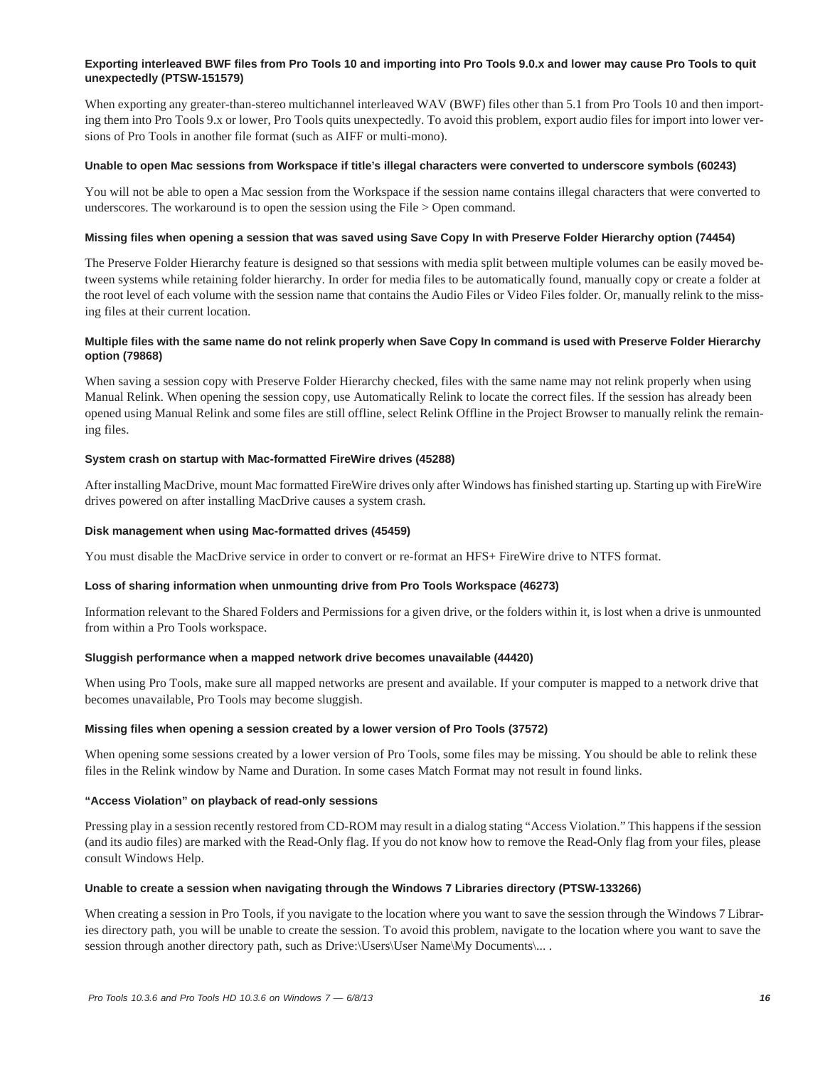**Exporting interleaved BWF files from Pro Tools 10 and importing into Pro Tools 9.0.x and lower may cause Pro Tools to quit unexpectedly (PTSW-151579)**

When exporting any greater-than-stereo multichannel interleaved WAV (BWF) files other than 5.1 from Pro Tools 10 and then importing them into Pro Tools 9.x or lower, Pro Tools quits unexpectedly. To avoid this problem, export audio files for import into lower versions of Pro Tools in another file format (such as AIFF or multi-mono).

**Unable to open Mac sessions from Workspace if title's illegal characters were converted to underscore symbols (60243)**

You will not be able to open a Mac session from the Workspace if the session name contains illegal characters that were converted to underscores. The workaround is to open the session using the File > Open command.

**Missing files when opening a session that was saved using Save Copy In with Preserve Folder Hierarchy option (74454)**

The Preserve Folder Hierarchy feature is designed so that sessions with media split between multiple volumes can be easily moved between systems while retaining folder hierarchy. In order for media files to be automatically found, manually copy or create a folder at the root level of each volume with the session name that contains the Audio Files or Video Files folder. Or, manually relink to the missing files at their current location.

**Multiple files with the same name do not relink properly when Save Copy In command is used with Preserve Folder Hierarchy option (79868)**

When saving a session copy with Preserve Folder Hierarchy checked, files with the same name may not relink properly when using Manual Relink. When opening the session copy, use Automatically Relink to locate the correct files. If the session has already been opened using Manual Relink and some files are still offline, select Relink Offline in the Project Browser to manually relink the remaining files.

**System crash on startup with Mac-formatted FireWire drives (45288)**

After installing MacDrive, mount Mac formatted FireWire drives only after Windows has finished starting up. Starting up with FireWire drives powered on after installing MacDrive causes a system crash.

**Disk management when using Mac-formatted drives (45459)**

You must disable the MacDrive service in order to convert or re-format an HFS+ FireWire drive to NTFS format.

**Loss of sharing information when unmounting drive from Pro Tools Workspace (46273)**

Information relevant to the Shared Folders and Permissions for a given drive, or the folders within it, is lost when a drive is unmounted from within a Pro Tools workspace.

**Sluggish performance when a mapped network drive becomes unavailable (44420)**

When using Pro Tools, make sure all mapped networks are present and available. If your computer is mapped to a network drive that becomes unavailable, Pro Tools may become sluggish.

**Missing files when opening a session created by a lower version of Pro Tools (37572)**

When opening some sessions created by a lower version of Pro Tools, some files may be missing. You should be able to relink these files in the Relink window by Name and Duration. In some cases Match Format may not result in found links.

**"Access Violation" on playback of read-only sessions**

Pressing play in a session recently restored from CD-ROM may result in a dialog stating "Access Violation." This happens if the session (and its audio files) are marked with the Read-Only flag. If you do not know how to remove the Read-Only flag from your files, please consult Windows Help.

**Unable to create a session when navigating through the Windows 7 Libraries directory (PTSW-133266)**

When creating a session in Pro Tools, if you navigate to the location where you want to save the session through the Windows 7 Libraries directory path, you will be unable to create the session. To avoid this problem, navigate to the location where you want to save the session through another directory path, such as Drive:\Users\User Name\My Documents\... .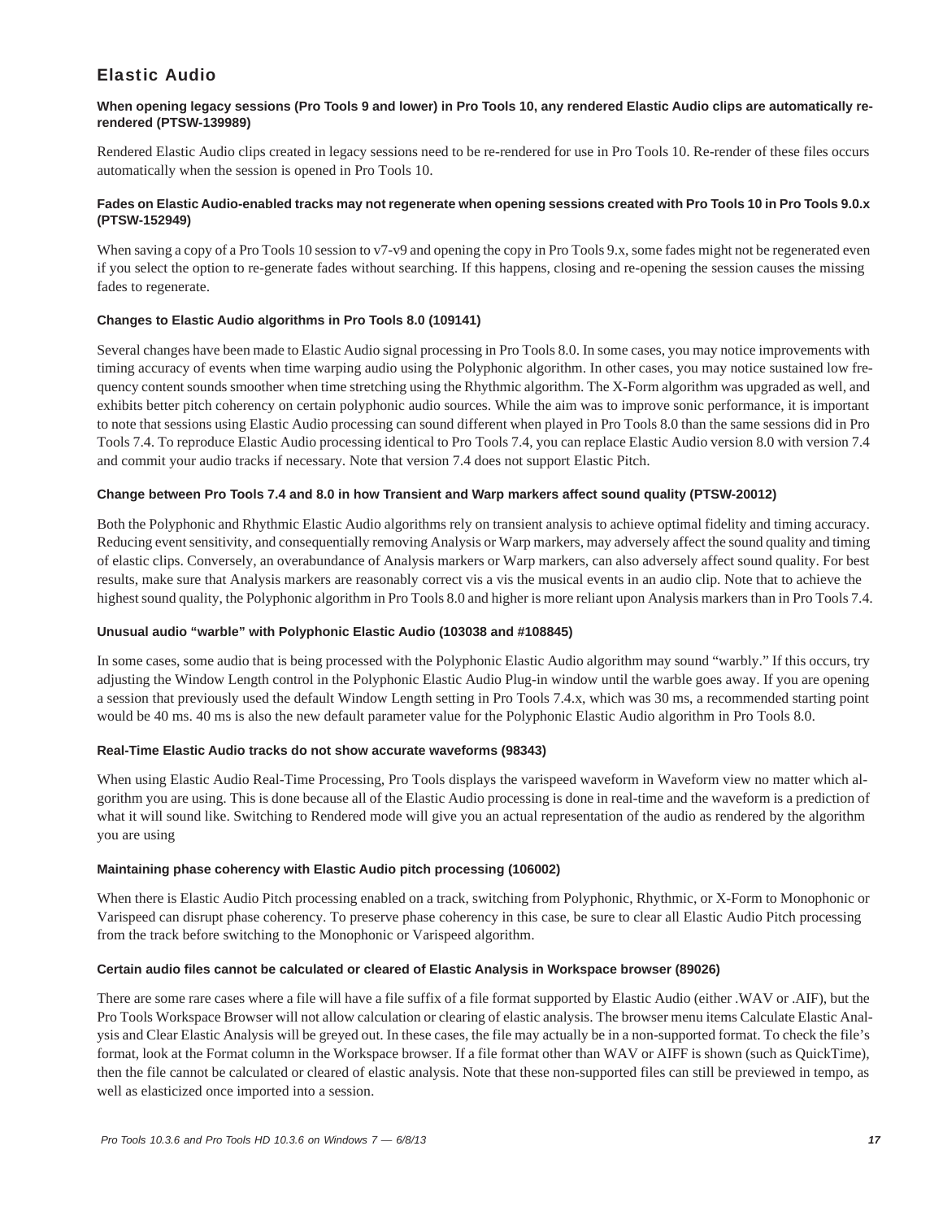## Elastic Audio

**When opening legacy sessions (Pro Tools 9 and lower) in Pro Tools 10, any rendered Elastic Audio clips are automatically re-rendered (PTSW-139989)**

Rendered Elastic Audio clips created in legacy sessions need to be re-rendered for use in Pro Tools 10. Re-render of these files occurs automatically when the session is opened in Pro Tools 10.

**Fades on Elastic Audio-enabled tracks may not regenerate when opening sessions created with Pro Tools 10 in Pro Tools 9.0.x (PTSW-152949)**

When saving a copy of a Pro Tools 10 session to v7-v9 and opening the copy in Pro Tools 9.x, some fades might not be regenerated even if you select the option to re-generate fades without searching. If this happens, closing and re-opening the session causes the missing fades to regenerate.

**Changes to Elastic Audio algorithms in Pro Tools 8.0 (109141)**

Several changes have been made to Elastic Audio signal processing in Pro Tools 8.0. In some cases, you may notice improvements with timing accuracy of events when time warping audio using the Polyphonic algorithm. In other cases, you may notice sustained low frequency content sounds smoother when time stretching using the Rhythmic algorithm. The X-Form algorithm was upgraded as well, and exhibits better pitch coherency on certain polyphonic audio sources. While the aim was to improve sonic performance, it is important to note that sessions using Elastic Audio processing can sound different when played in Pro Tools 8.0 than the same sessions did in Pro Tools 7.4. To reproduce Elastic Audio processing identical to Pro Tools 7.4, you can replace Elastic Audio version 8.0 with version 7.4 and commit your audio tracks if necessary. Note that version 7.4 does not support Elastic Pitch.

**Change between Pro Tools 7.4 and 8.0 in how Transient and Warp markers affect sound quality (PTSW-20012)**

Both the Polyphonic and Rhythmic Elastic Audio algorithms rely on transient analysis to achieve optimal fidelity and timing accuracy. Reducing event sensitivity, and consequentially removing Analysis or Warp markers, may adversely affect the sound quality and timing of elastic clips. Conversely, an overabundance of Analysis markers or Warp markers, can also adversely affect sound quality. For best results, make sure that Analysis markers are reasonably correct vis a vis the musical events in an audio clip. Note that to achieve the highest sound quality, the Polyphonic algorithm in Pro Tools 8.0 and higher is more reliant upon Analysis markers than in Pro Tools 7.4.

**Unusual audio "warble" with Polyphonic Elastic Audio (103038 and #108845)**

In some cases, some audio that is being processed with the Polyphonic Elastic Audio algorithm may sound "warbly." If this occurs, try adjusting the Window Length control in the Polyphonic Elastic Audio Plug-in window until the warble goes away. If you are opening a session that previously used the default Window Length setting in Pro Tools 7.4.x, which was 30 ms, a recommended starting point would be 40 ms. 40 ms is also the new default parameter value for the Polyphonic Elastic Audio algorithm in Pro Tools 8.0.

**Real-Time Elastic Audio tracks do not show accurate waveforms (98343)**

When using Elastic Audio Real-Time Processing, Pro Tools displays the varispeed waveform in Waveform view no matter which algorithm you are using. This is done because all of the Elastic Audio processing is done in real-time and the waveform is a prediction of what it will sound like. Switching to Rendered mode will give you an actual representation of the audio as rendered by the algorithm you are using

**Maintaining phase coherency with Elastic Audio pitch processing (106002)**

When there is Elastic Audio Pitch processing enabled on a track, switching from Polyphonic, Rhythmic, or X-Form to Monophonic or Varispeed can disrupt phase coherency. To preserve phase coherency in this case, be sure to clear all Elastic Audio Pitch processing from the track before switching to the Monophonic or Varispeed algorithm.

**Certain audio files cannot be calculated or cleared of Elastic Analysis in Workspace browser (89026)**

There are some rare cases where a file will have a file suffix of a file format supported by Elastic Audio (either .WAV or .AIF), but the Pro Tools Workspace Browser will not allow calculation or clearing of elastic analysis. The browser menu items Calculate Elastic Analysis and Clear Elastic Analysis will be greyed out. In these cases, the file may actually be in a non-supported format. To check the file's format, look at the Format column in the Workspace browser. If a file format other than WAV or AIFF is shown (such as QuickTime), then the file cannot be calculated or cleared of elastic analysis. Note that these non-supported files can still be previewed in tempo, as well as elasticized once imported into a session.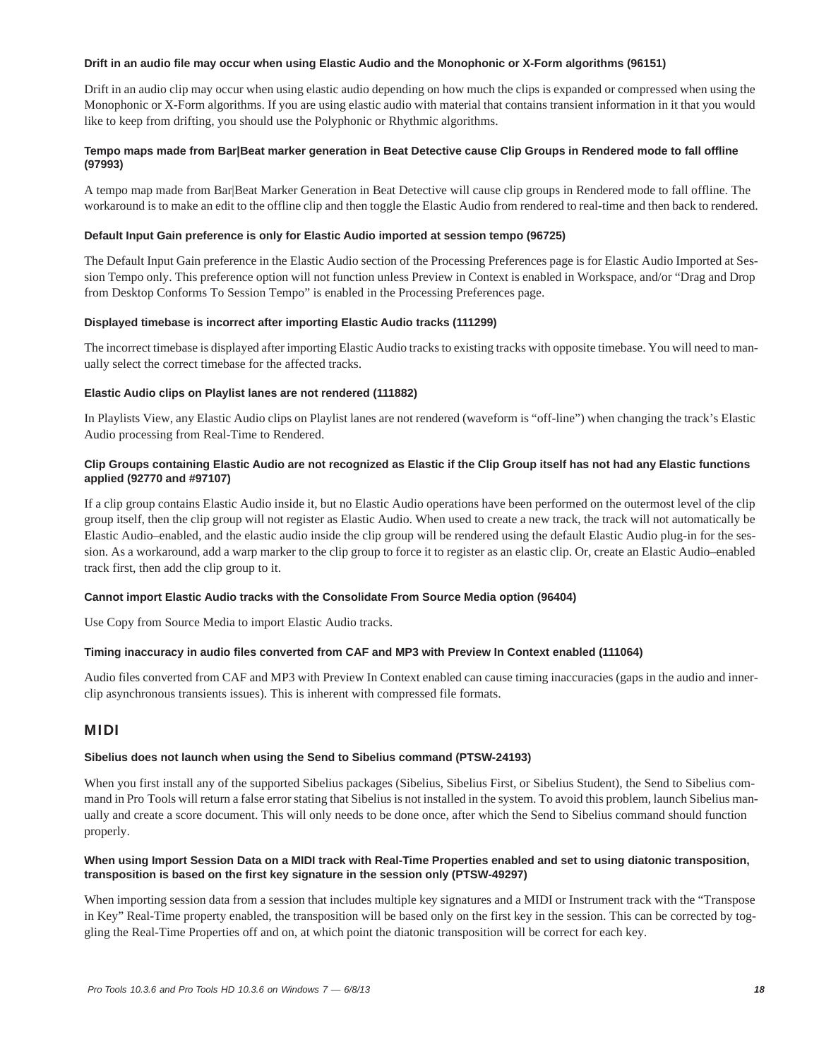#### Drift in an audio file may occur when using Elastic Audio and the Monophonic or X-Form algorithms (96151)

Drift in an audio clip may occur when using elastic audio depending on how much the clips is expanded or compressed when using the Monophonic or X-Form algorithms. If you are using elastic audio with material that contains transient information in it that you would like to keep from drifting, you should use the Polyphonic or Rhythmic algorithms.

#### Tempo maps made from Bar|Beat marker generation in Beat Detective cause Clip Groups in Rendered mode to fall offline (97993)

A tempo map made from Bar|Beat Marker Generation in Beat Detective will cause clip groups in Rendered mode to fall offline. The workaround is to make an edit to the offline clip and then toggle the Elastic Audio from rendered to real-time and then back to rendered.

#### Default Input Gain preference is only for Elastic Audio imported at session tempo (96725)

The Default Input Gain preference in the Elastic Audio section of the Processing Preferences page is for Elastic Audio Imported at Session Tempo only. This preference option will not function unless Preview in Context is enabled in Workspace, and/or "Drag and Drop from Desktop Conforms To Session Tempo" is enabled in the Processing Preferences page.

#### Displayed timebase is incorrect after importing Elastic Audio tracks (111299)

The incorrect timebase is displayed after importing Elastic Audio tracks to existing tracks with opposite timebase. You will need to manually select the correct timebase for the affected tracks.

#### Elastic Audio clips on Playlist lanes are not rendered (111882)

In Playlists View, any Elastic Audio clips on Playlist lanes are not rendered (waveform is "off-line") when changing the track's Elastic Audio processing from Real-Time to Rendered.

#### Clip Groups containing Elastic Audio are not recognized as Elastic if the Clip Group itself has not had any Elastic functions applied (92770 and #97107)

If a clip group contains Elastic Audio inside it, but no Elastic Audio operations have been performed on the outermost level of the clip group itself, then the clip group will not register as Elastic Audio. When used to create a new track, the track will not automatically be Elastic Audio–enabled, and the elastic audio inside the clip group will be rendered using the default Elastic Audio plug-in for the session. As a workaround, add a warp marker to the clip group to force it to register as an elastic clip. Or, create an Elastic Audio–enabled track first, then add the clip group to it.

#### Cannot import Elastic Audio tracks with the Consolidate From Source Media option (96404)

Use Copy from Source Media to import Elastic Audio tracks.

#### Timing inaccuracy in audio files converted from CAF and MP3 with Preview In Context enabled (111064)

Audio files converted from CAF and MP3 with Preview In Context enabled can cause timing inaccuracies (gaps in the audio and innerclip asynchronous transients issues). This is inherent with compressed file formats.

## MIDI

#### Sibelius does not launch when using the Send to Sibelius command (PTSW-24193)

When you first install any of the supported Sibelius packages (Sibelius, Sibelius First, or Sibelius Student), the Send to Sibelius command in Pro Tools will return a false error stating that Sibelius is not installed in the system. To avoid this problem, launch Sibelius manually and create a score document. This will only needs to be done once, after which the Send to Sibelius command should function properly.

#### When using Import Session Data on a MIDI track with Real-Time Properties enabled and set to using diatonic transposition, transposition is based on the first key signature in the session only (PTSW-49297)

When importing session data from a session that includes multiple key signatures and a MIDI or Instrument track with the "Transpose in Key" Real-Time property enabled, the transposition will be based only on the first key in the session. This can be corrected by toggling the Real-Time Properties off and on, at which point the diatonic transposition will be correct for each key.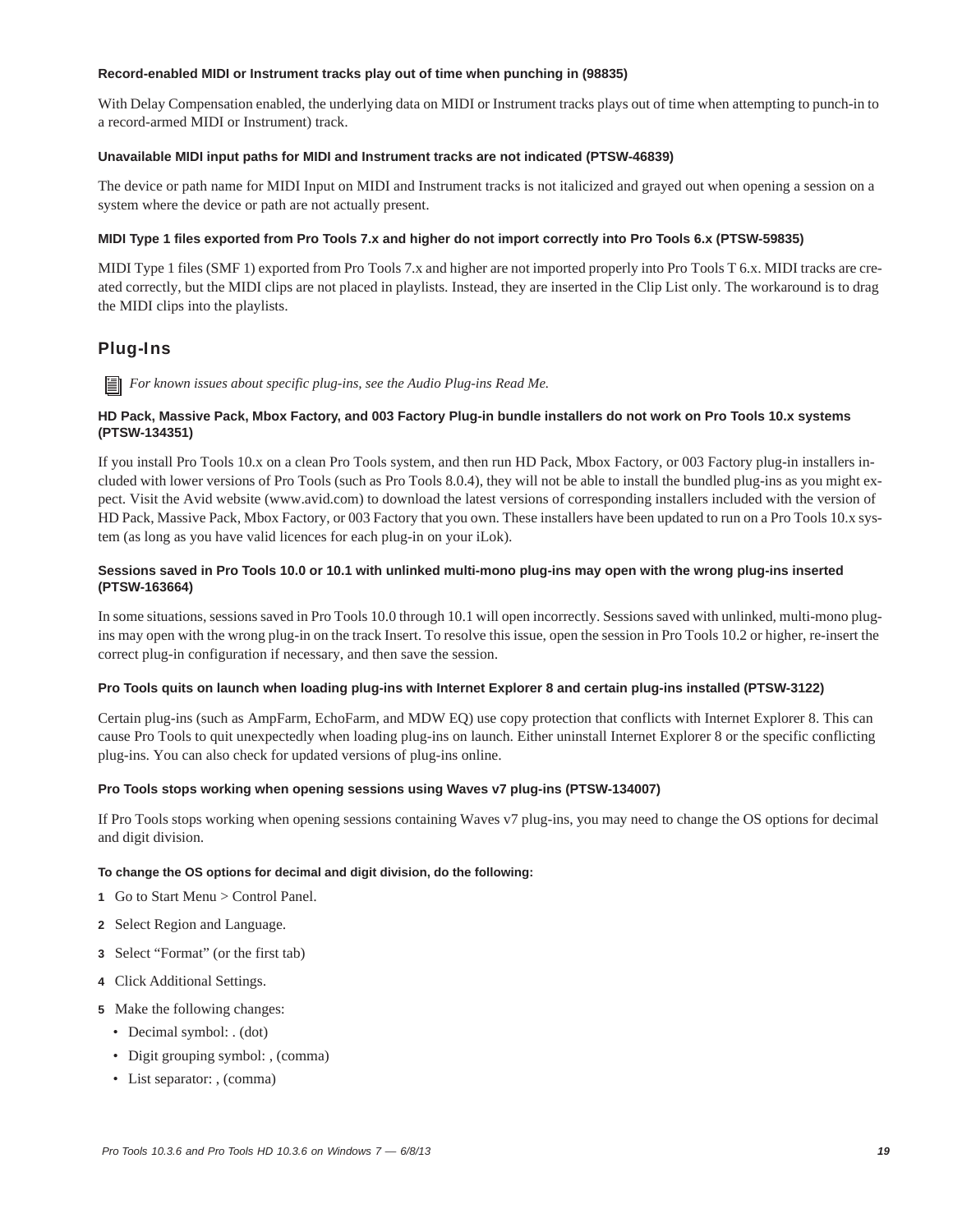#### Record-enabled MIDI or Instrument tracks play out of time when punching in (98835)

With Delay Compensation enabled, the underlying data on MIDI or Instrument tracks plays out of time when attempting to punch-in to a record-armed MIDI or Instrument) track.

#### Unavailable MIDI input paths for MIDI and Instrument tracks are not indicated (PTSW-46839)

The device or path name for MIDI Input on MIDI and Instrument tracks is not italicized and grayed out when opening a session on a system where the device or path are not actually present.

#### MIDI Type 1 files exported from Pro Tools 7.x and higher do not import correctly into Pro Tools 6.x (PTSW-59835)

MIDI Type 1 files (SMF 1) exported from Pro Tools 7.x and higher are not imported properly into Pro Tools T 6.x. MIDI tracks are created correctly, but the MIDI clips are not placed in playlists. Instead, they are inserted in the Clip List only. The workaround is to drag the MIDI clips into the playlists.

## Plug-Ins

*For known issues about specific plug-ins, see the Audio Plug-ins Read Me.*

#### HD Pack, Massive Pack, Mbox Factory, and 003 Factory Plug-in bundle installers do not work on Pro Tools 10.x systems (PTSW-134351)

If you install Pro Tools 10.x on a clean Pro Tools system, and then run HD Pack, Mbox Factory, or 003 Factory plug-in installers included with lower versions of Pro Tools (such as Pro Tools 8.0.4), they will not be able to install the bundled plug-ins as you might expect. Visit the Avid website (www.avid.com) to download the latest versions of corresponding installers included with the version of HD Pack, Massive Pack, Mbox Factory, or 003 Factory that you own. These installers have been updated to run on a Pro Tools 10.x system (as long as you have valid licences for each plug-in on your iLok).

#### Sessions saved in Pro Tools 10.0 or 10.1 with unlinked multi-mono plug-ins may open with the wrong plug-ins inserted (PTSW-163664)

In some situations, sessions saved in Pro Tools 10.0 through 10.1 will open incorrectly. Sessions saved with unlinked, multi-mono plug-ins may open with the wrong plug-in on the track Insert. To resolve this issue, open the session in Pro Tools 10.2 or higher, re-insert the correct plug-in configuration if necessary, and then save the session.

#### Pro Tools quits on launch when loading plug-ins with Internet Explorer 8 and certain plug-ins installed (PTSW-3122)

Certain plug-ins (such as AmpFarm, EchoFarm, and MDW EQ) use copy protection that conflicts with Internet Explorer 8. This can cause Pro Tools to quit unexpectedly when loading plug-ins on launch. Either uninstall Internet Explorer 8 or the specific conflicting plug-ins. You can also check for updated versions of plug-ins online.

#### Pro Tools stops working when opening sessions using Waves v7 plug-ins (PTSW-134007)

If Pro Tools stops working when opening sessions containing Waves v7 plug-ins, you may need to change the OS options for decimal and digit division.

**To change the OS options for decimal and digit division, do the following:**

1. Go to Start Menu > Control Panel.
2. Select Region and Language.
3. Select “Format” (or the first tab)
4. Click Additional Settings.
5. Make the following changes:
   - Decimal symbol: . (dot)
   - Digit grouping symbol: , (comma)
   - List separator: , (comma)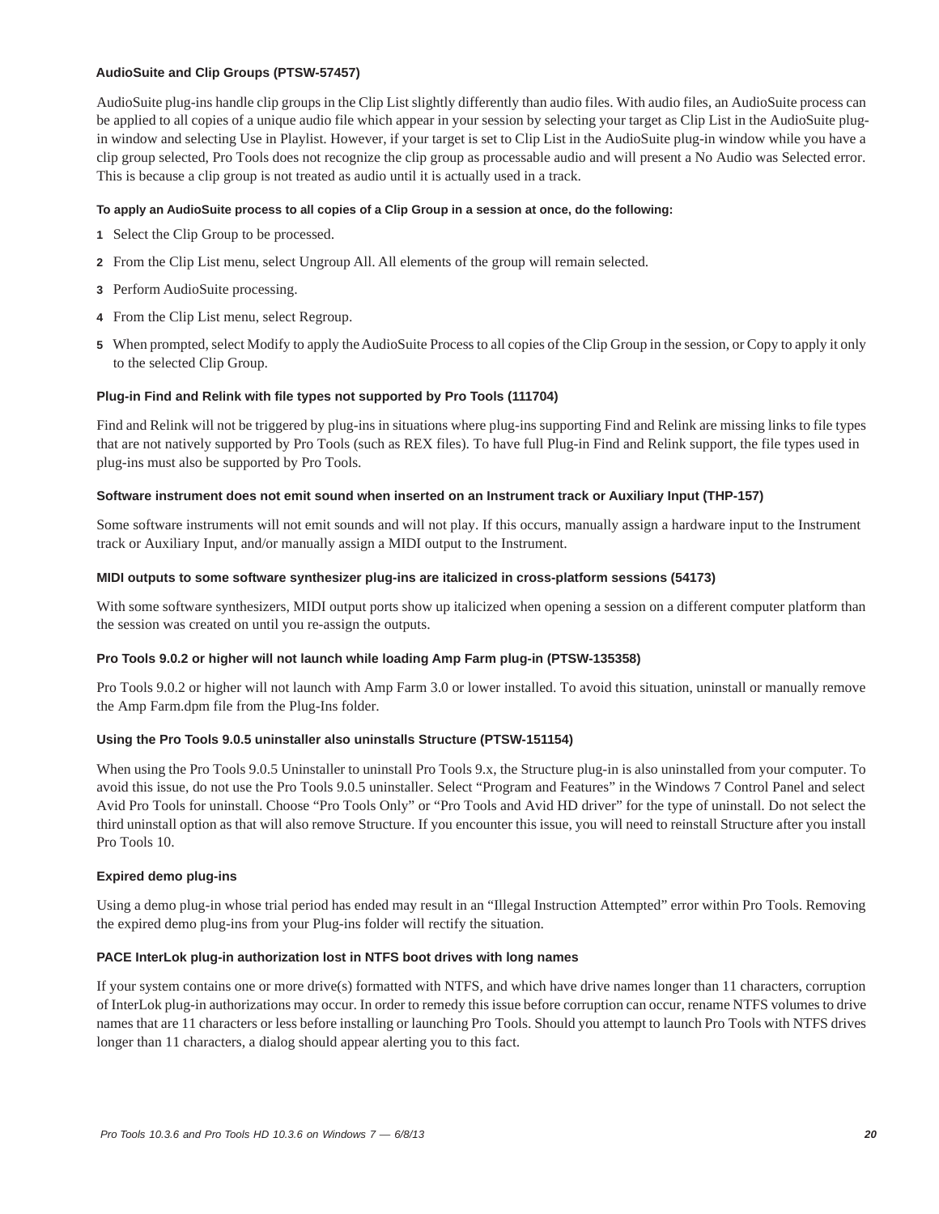### AudioSuite and Clip Groups (PTSW-57457)

AudioSuite plug-ins handle clip groups in the Clip List slightly differently than audio files. With audio files, an AudioSuite process can be applied to all copies of a unique audio file which appear in your session by selecting your target as Clip List in the AudioSuite plug-in window and selecting Use in Playlist. However, if your target is set to Clip List in the AudioSuite plug-in window while you have a clip group selected, Pro Tools does not recognize the clip group as processable audio and will present a No Audio was Selected error. This is because a clip group is not treated as audio until it is actually used in a track.

**To apply an AudioSuite process to all copies of a Clip Group in a session at once, do the following:**

1. Select the Clip Group to be processed.
2. From the Clip List menu, select Ungroup All. All elements of the group will remain selected.
3. Perform AudioSuite processing.
4. From the Clip List menu, select Regroup.
5. When prompted, select Modify to apply the AudioSuite Process to all copies of the Clip Group in the session, or Copy to apply it only to the selected Clip Group.

### Plug-in Find and Relink with file types not supported by Pro Tools (111704)

Find and Relink will not be triggered by plug-ins in situations where plug-ins supporting Find and Relink are missing links to file types that are not natively supported by Pro Tools (such as REX files). To have full Plug-in Find and Relink support, the file types used in plug-ins must also be supported by Pro Tools.

### Software instrument does not emit sound when inserted on an Instrument track or Auxiliary Input (THP-157)

Some software instruments will not emit sounds and will not play. If this occurs, manually assign a hardware input to the Instrument track or Auxiliary Input, and/or manually assign a MIDI output to the Instrument.

### MIDI outputs to some software synthesizer plug-ins are italicized in cross-platform sessions (54173)

With some software synthesizers, MIDI output ports show up italicized when opening a session on a different computer platform than the session was created on until you re-assign the outputs.

### Pro Tools 9.0.2 or higher will not launch while loading Amp Farm plug-in (PTSW-135358)

Pro Tools 9.0.2 or higher will not launch with Amp Farm 3.0 or lower installed. To avoid this situation, uninstall or manually remove the Amp Farm.dpm file from the Plug-Ins folder.

### Using the Pro Tools 9.0.5 uninstaller also uninstalls Structure (PTSW-151154)

When using the Pro Tools 9.0.5 Uninstaller to uninstall Pro Tools 9.x, the Structure plug-in is also uninstalled from your computer. To avoid this issue, do not use the Pro Tools 9.0.5 uninstaller. Select “Program and Features” in the Windows 7 Control Panel and select Avid Pro Tools for uninstall. Choose “Pro Tools Only” or “Pro Tools and Avid HD driver” for the type of uninstall. Do not select the third uninstall option as that will also remove Structure. If you encounter this issue, you will need to reinstall Structure after you install Pro Tools 10.

### Expired demo plug-ins

Using a demo plug-in whose trial period has ended may result in an “Illegal Instruction Attempted” error within Pro Tools. Removing the expired demo plug-ins from your Plug-ins folder will rectify the situation.

### PACE InterLok plug-in authorization lost in NTFS boot drives with long names

If your system contains one or more drive(s) formatted with NTFS, and which have drive names longer than 11 characters, corruption of InterLok plug-in authorizations may occur. In order to remedy this issue before corruption can occur, rename NTFS volumes to drive names that are 11 characters or less before installing or launching Pro Tools. Should you attempt to launch Pro Tools with NTFS drives longer than 11 characters, a dialog should appear alerting you to this fact.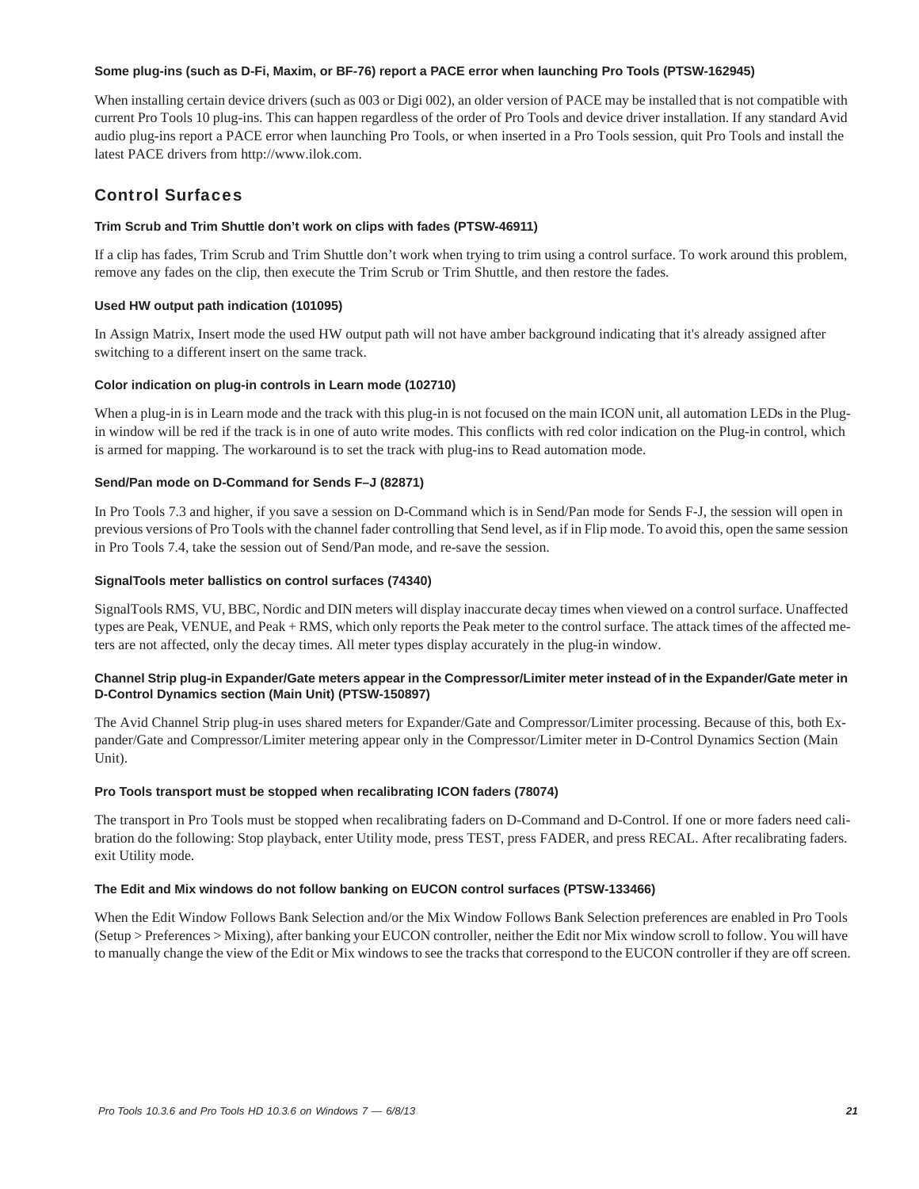#### Some plug-ins (such as D-Fi, Maxim, or BF-76) report a PACE error when launching Pro Tools (PTSW-162945)

When installing certain device drivers (such as 003 or Digi 002), an older version of PACE may be installed that is not compatible with current Pro Tools 10 plug-ins. This can happen regardless of the order of Pro Tools and device driver installation. If any standard Avid audio plug-ins report a PACE error when launching Pro Tools, or when inserted in a Pro Tools session, quit Pro Tools and install the latest PACE drivers from http://www.ilok.com.

## Control Surfaces

#### Trim Scrub and Trim Shuttle don't work on clips with fades (PTSW-46911)

If a clip has fades, Trim Scrub and Trim Shuttle don't work when trying to trim using a control surface. To work around this problem, remove any fades on the clip, then execute the Trim Scrub or Trim Shuttle, and then restore the fades.

#### Used HW output path indication (101095)

In Assign Matrix, Insert mode the used HW output path will not have amber background indicating that it's already assigned after switching to a different insert on the same track.

#### Color indication on plug-in controls in Learn mode (102710)

When a plug-in is in Learn mode and the track with this plug-in is not focused on the main ICON unit, all automation LEDs in the Plug-in window will be red if the track is in one of auto write modes. This conflicts with red color indication on the Plug-in control, which is armed for mapping. The workaround is to set the track with plug-ins to Read automation mode.

#### Send/Pan mode on D-Command for Sends F–J (82871)

In Pro Tools 7.3 and higher, if you save a session on D-Command which is in Send/Pan mode for Sends F-J, the session will open in previous versions of Pro Tools with the channel fader controlling that Send level, as if in Flip mode. To avoid this, open the same session in Pro Tools 7.4, take the session out of Send/Pan mode, and re-save the session.

#### SignalTools meter ballistics on control surfaces (74340)

SignalTools RMS, VU, BBC, Nordic and DIN meters will display inaccurate decay times when viewed on a control surface. Unaffected types are Peak, VENUE, and Peak + RMS, which only reports the Peak meter to the control surface. The attack times of the affected meters are not affected, only the decay times. All meter types display accurately in the plug-in window.

#### Channel Strip plug-in Expander/Gate meters appear in the Compressor/Limiter meter instead of in the Expander/Gate meter in D-Control Dynamics section (Main Unit) (PTSW-150897)

The Avid Channel Strip plug-in uses shared meters for Expander/Gate and Compressor/Limiter processing. Because of this, both Expander/Gate and Compressor/Limiter metering appear only in the Compressor/Limiter meter in D-Control Dynamics Section (Main Unit).

#### Pro Tools transport must be stopped when recalibrating ICON faders (78074)

The transport in Pro Tools must be stopped when recalibrating faders on D-Command and D-Control. If one or more faders need calibration do the following: Stop playback, enter Utility mode, press TEST, press FADER, and press RECAL. After recalibrating faders. exit Utility mode.

#### The Edit and Mix windows do not follow banking on EUCON control surfaces (PTSW-133466)

When the Edit Window Follows Bank Selection and/or the Mix Window Follows Bank Selection preferences are enabled in Pro Tools (Setup > Preferences > Mixing), after banking your EUCON controller, neither the Edit nor Mix window scroll to follow. You will have to manually change the view of the Edit or Mix windows to see the tracks that correspond to the EUCON controller if they are off screen.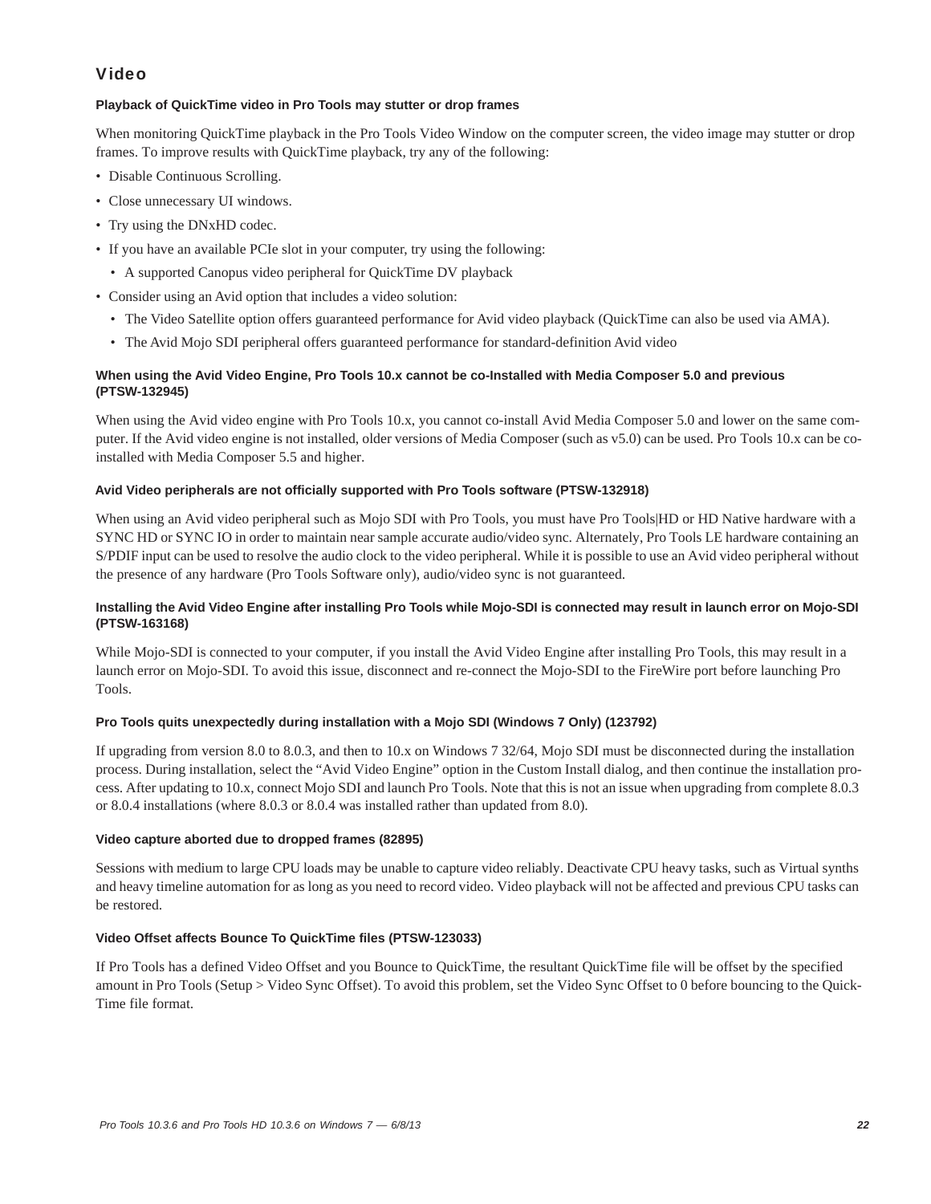## Video

### Playback of QuickTime video in Pro Tools may stutter or drop frames

When monitoring QuickTime playback in the Pro Tools Video Window on the computer screen, the video image may stutter or drop frames. To improve results with QuickTime playback, try any of the following:

- Disable Continuous Scrolling.
- Close unnecessary UI windows.
- Try using the DNxHD codec.
- If you have an available PCIe slot in your computer, try using the following:
  - A supported Canopus video peripheral for QuickTime DV playback
- Consider using an Avid option that includes a video solution:
  - The Video Satellite option offers guaranteed performance for Avid video playback (QuickTime can also be used via AMA).
  - The Avid Mojo SDI peripheral offers guaranteed performance for standard-definition Avid video

### When using the Avid Video Engine, Pro Tools 10.x cannot be co-Installed with Media Composer 5.0 and previous (PTSW-132945)

When using the Avid video engine with Pro Tools 10.x, you cannot co-install Avid Media Composer 5.0 and lower on the same computer. If the Avid video engine is not installed, older versions of Media Composer (such as v5.0) can be used. Pro Tools 10.x can be co-installed with Media Composer 5.5 and higher.

### Avid Video peripherals are not officially supported with Pro Tools software (PTSW-132918)

When using an Avid video peripheral such as Mojo SDI with Pro Tools, you must have Pro Tools|HD or HD Native hardware with a SYNC HD or SYNC IO in order to maintain near sample accurate audio/video sync. Alternately, Pro Tools LE hardware containing an S/PDIF input can be used to resolve the audio clock to the video peripheral. While it is possible to use an Avid video peripheral without the presence of any hardware (Pro Tools Software only), audio/video sync is not guaranteed.

### Installing the Avid Video Engine after installing Pro Tools while Mojo-SDI is connected may result in launch error on Mojo-SDI (PTSW-163168)

While Mojo-SDI is connected to your computer, if you install the Avid Video Engine after installing Pro Tools, this may result in a launch error on Mojo-SDI. To avoid this issue, disconnect and re-connect the Mojo-SDI to the FireWire port before launching Pro Tools.

### Pro Tools quits unexpectedly during installation with a Mojo SDI (Windows 7 Only) (123792)

If upgrading from version 8.0 to 8.0.3, and then to 10.x on Windows 7 32/64, Mojo SDI must be disconnected during the installation process. During installation, select the "Avid Video Engine" option in the Custom Install dialog, and then continue the installation process. After updating to 10.x, connect Mojo SDI and launch Pro Tools. Note that this is not an issue when upgrading from complete 8.0.3 or 8.0.4 installations (where 8.0.3 or 8.0.4 was installed rather than updated from 8.0).

### Video capture aborted due to dropped frames (82895)

Sessions with medium to large CPU loads may be unable to capture video reliably. Deactivate CPU heavy tasks, such as Virtual synths and heavy timeline automation for as long as you need to record video. Video playback will not be affected and previous CPU tasks can be restored.

### Video Offset affects Bounce To QuickTime files (PTSW-123033)

If Pro Tools has a defined Video Offset and you Bounce to QuickTime, the resultant QuickTime file will be offset by the specified amount in Pro Tools (Setup > Video Sync Offset). To avoid this problem, set the Video Sync Offset to 0 before bouncing to the QuickTime file format.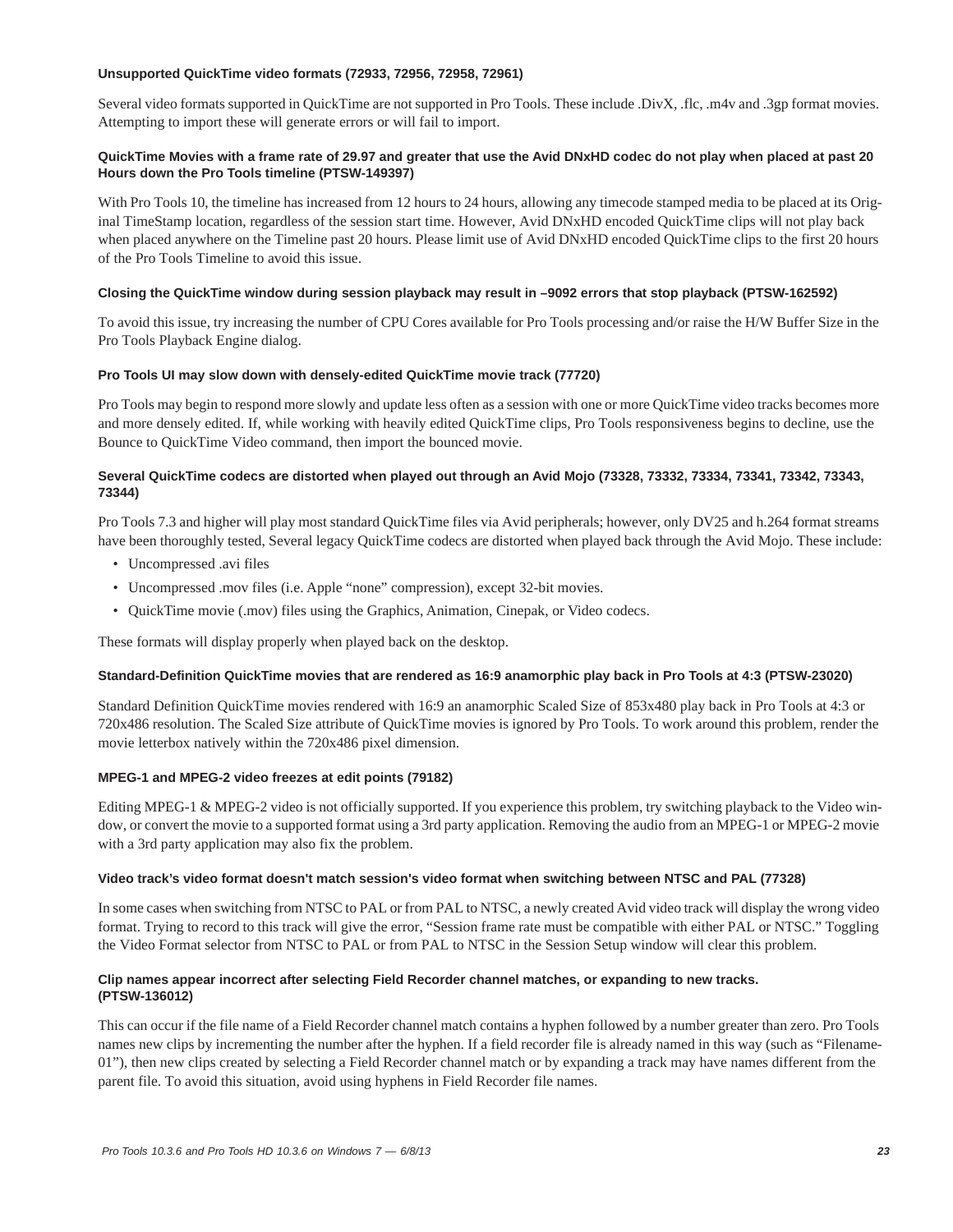#### Unsupported QuickTime video formats (72933, 72956, 72958, 72961)

Several video formats supported in QuickTime are not supported in Pro Tools. These include .DivX, .flc, .m4v and .3gp format movies. Attempting to import these will generate errors or will fail to import.

#### QuickTime Movies with a frame rate of 29.97 and greater that use the Avid DNxHD codec do not play when placed at past 20 Hours down the Pro Tools timeline (PTSW-149397)

With Pro Tools 10, the timeline has increased from 12 hours to 24 hours, allowing any timecode stamped media to be placed at its Original TimeStamp location, regardless of the session start time. However, Avid DNxHD encoded QuickTime clips will not play back when placed anywhere on the Timeline past 20 hours. Please limit use of Avid DNxHD encoded QuickTime clips to the first 20 hours of the Pro Tools Timeline to avoid this issue.

#### Closing the QuickTime window during session playback may result in –9092 errors that stop playback (PTSW-162592)

To avoid this issue, try increasing the number of CPU Cores available for Pro Tools processing and/or raise the H/W Buffer Size in the Pro Tools Playback Engine dialog.

#### Pro Tools UI may slow down with densely-edited QuickTime movie track (77720)

Pro Tools may begin to respond more slowly and update less often as a session with one or more QuickTime video tracks becomes more and more densely edited. If, while working with heavily edited QuickTime clips, Pro Tools responsiveness begins to decline, use the Bounce to QuickTime Video command, then import the bounced movie.

#### Several QuickTime codecs are distorted when played out through an Avid Mojo (73328, 73332, 73334, 73341, 73342, 73343, 73344)

Pro Tools 7.3 and higher will play most standard QuickTime files via Avid peripherals; however, only DV25 and h.264 format streams have been thoroughly tested, Several legacy QuickTime codecs are distorted when played back through the Avid Mojo. These include:

- Uncompressed .avi files
- Uncompressed .mov files (i.e. Apple "none" compression), except 32-bit movies.
- QuickTime movie (.mov) files using the Graphics, Animation, Cinepak, or Video codecs.

These formats will display properly when played back on the desktop.

#### Standard-Definition QuickTime movies that are rendered as 16:9 anamorphic play back in Pro Tools at 4:3 (PTSW-23020)

Standard Definition QuickTime movies rendered with 16:9 an anamorphic Scaled Size of 853x480 play back in Pro Tools at 4:3 or 720x486 resolution. The Scaled Size attribute of QuickTime movies is ignored by Pro Tools. To work around this problem, render the movie letterbox natively within the 720x486 pixel dimension.

#### MPEG-1 and MPEG-2 video freezes at edit points (79182)

Editing MPEG-1 & MPEG-2 video is not officially supported. If you experience this problem, try switching playback to the Video window, or convert the movie to a supported format using a 3rd party application. Removing the audio from an MPEG-1 or MPEG-2 movie with a 3rd party application may also fix the problem.

#### Video track's video format doesn't match session's video format when switching between NTSC and PAL (77328)

In some cases when switching from NTSC to PAL or from PAL to NTSC, a newly created Avid video track will display the wrong video format. Trying to record to this track will give the error, "Session frame rate must be compatible with either PAL or NTSC." Toggling the Video Format selector from NTSC to PAL or from PAL to NTSC in the Session Setup window will clear this problem.

#### Clip names appear incorrect after selecting Field Recorder channel matches, or expanding to new tracks. (PTSW-136012)

This can occur if the file name of a Field Recorder channel match contains a hyphen followed by a number greater than zero. Pro Tools names new clips by incrementing the number after the hyphen. If a field recorder file is already named in this way (such as "Filename-01"), then new clips created by selecting a Field Recorder channel match or by expanding a track may have names different from the parent file. To avoid this situation, avoid using hyphens in Field Recorder file names.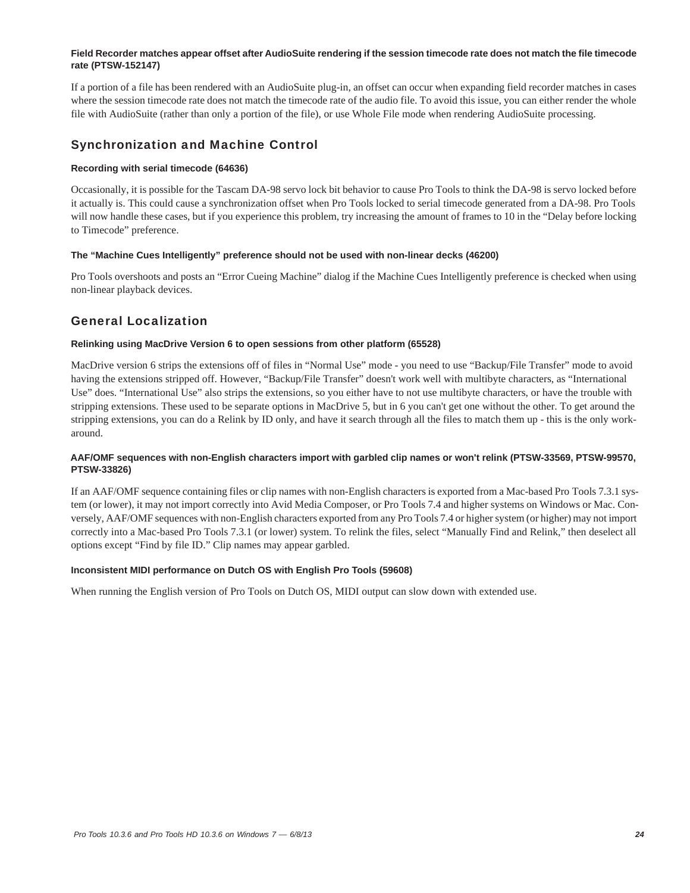#### Field Recorder matches appear offset after AudioSuite rendering if the session timecode rate does not match the file timecode rate (PTSW-152147)

If a portion of a file has been rendered with an AudioSuite plug-in, an offset can occur when expanding field recorder matches in cases where the session timecode rate does not match the timecode rate of the audio file. To avoid this issue, you can either render the whole file with AudioSuite (rather than only a portion of the file), or use Whole File mode when rendering AudioSuite processing.

## Synchronization and Machine Control

#### Recording with serial timecode (64636)

Occasionally, it is possible for the Tascam DA-98 servo lock bit behavior to cause Pro Tools to think the DA-98 is servo locked before it actually is. This could cause a synchronization offset when Pro Tools locked to serial timecode generated from a DA-98. Pro Tools will now handle these cases, but if you experience this problem, try increasing the amount of frames to 10 in the "Delay before locking to Timecode" preference.

#### The "Machine Cues Intelligently" preference should not be used with non-linear decks (46200)

Pro Tools overshoots and posts an "Error Cueing Machine" dialog if the Machine Cues Intelligently preference is checked when using non-linear playback devices.

## General Localization

#### Relinking using MacDrive Version 6 to open sessions from other platform (65528)

MacDrive version 6 strips the extensions off of files in "Normal Use" mode - you need to use "Backup/File Transfer" mode to avoid having the extensions stripped off. However, "Backup/File Transfer" doesn't work well with multibyte characters, as "International Use" does. "International Use" also strips the extensions, so you either have to not use multibyte characters, or have the trouble with stripping extensions. These used to be separate options in MacDrive 5, but in 6 you can't get one without the other. To get around the stripping extensions, you can do a Relink by ID only, and have it search through all the files to match them up - this is the only work-around.

#### AAF/OMF sequences with non-English characters import with garbled clip names or won't relink (PTSW-33569, PTSW-99570, PTSW-33826)

If an AAF/OMF sequence containing files or clip names with non-English characters is exported from a Mac-based Pro Tools 7.3.1 system (or lower), it may not import correctly into Avid Media Composer, or Pro Tools 7.4 and higher systems on Windows or Mac. Conversely, AAF/OMF sequences with non-English characters exported from any Pro Tools 7.4 or higher system (or higher) may not import correctly into a Mac-based Pro Tools 7.3.1 (or lower) system. To relink the files, select "Manually Find and Relink," then deselect all options except "Find by file ID." Clip names may appear garbled.

#### Inconsistent MIDI performance on Dutch OS with English Pro Tools (59608)

When running the English version of Pro Tools on Dutch OS, MIDI output can slow down with extended use.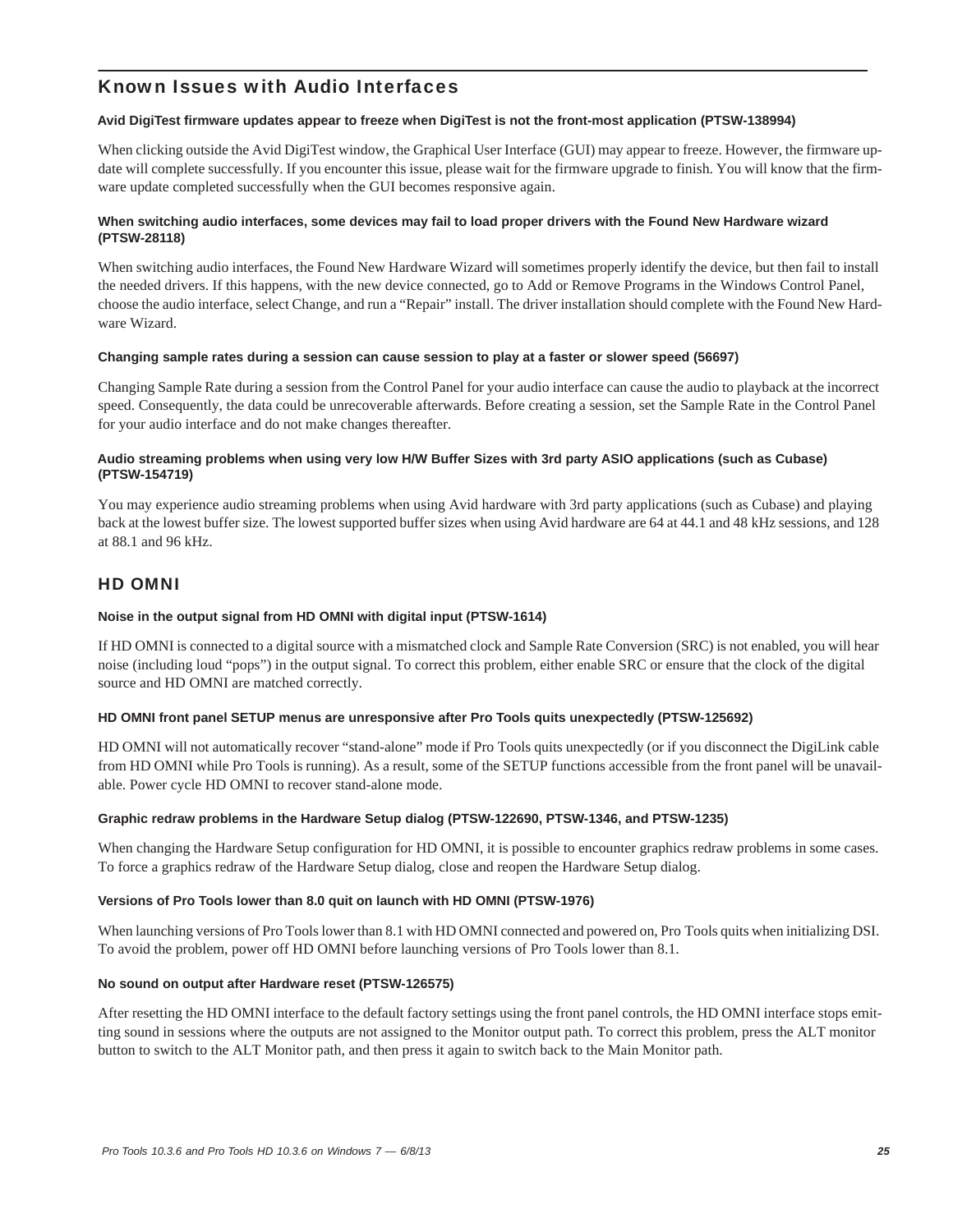## Known Issues with Audio Interfaces

### Avid DigiTest firmware updates appear to freeze when DigiTest is not the front-most application (PTSW-138994)

When clicking outside the Avid DigiTest window, the Graphical User Interface (GUI) may appear to freeze. However, the firmware update will complete successfully. If you encounter this issue, please wait for the firmware upgrade to finish. You will know that the firmware update completed successfully when the GUI becomes responsive again.

### When switching audio interfaces, some devices may fail to load proper drivers with the Found New Hardware wizard (PTSW-28118)

When switching audio interfaces, the Found New Hardware Wizard will sometimes properly identify the device, but then fail to install the needed drivers. If this happens, with the new device connected, go to Add or Remove Programs in the Windows Control Panel, choose the audio interface, select Change, and run a "Repair" install. The driver installation should complete with the Found New Hardware Wizard.

### Changing sample rates during a session can cause session to play at a faster or slower speed (56697)

Changing Sample Rate during a session from the Control Panel for your audio interface can cause the audio to playback at the incorrect speed. Consequently, the data could be unrecoverable afterwards. Before creating a session, set the Sample Rate in the Control Panel for your audio interface and do not make changes thereafter.

### Audio streaming problems when using very low H/W Buffer Sizes with 3rd party ASIO applications (such as Cubase) (PTSW-154719)

You may experience audio streaming problems when using Avid hardware with 3rd party applications (such as Cubase) and playing back at the lowest buffer size. The lowest supported buffer sizes when using Avid hardware are 64 at 44.1 and 48 kHz sessions, and 128 at 88.1 and 96 kHz.

## HD OMNI

### Noise in the output signal from HD OMNI with digital input (PTSW-1614)

If HD OMNI is connected to a digital source with a mismatched clock and Sample Rate Conversion (SRC) is not enabled, you will hear noise (including loud "pops") in the output signal. To correct this problem, either enable SRC or ensure that the clock of the digital source and HD OMNI are matched correctly.

### HD OMNI front panel SETUP menus are unresponsive after Pro Tools quits unexpectedly (PTSW-125692)

HD OMNI will not automatically recover "stand-alone" mode if Pro Tools quits unexpectedly (or if you disconnect the DigiLink cable from HD OMNI while Pro Tools is running). As a result, some of the SETUP functions accessible from the front panel will be unavailable. Power cycle HD OMNI to recover stand-alone mode.

### Graphic redraw problems in the Hardware Setup dialog (PTSW-122690, PTSW-1346, and PTSW-1235)

When changing the Hardware Setup configuration for HD OMNI, it is possible to encounter graphics redraw problems in some cases. To force a graphics redraw of the Hardware Setup dialog, close and reopen the Hardware Setup dialog.

### Versions of Pro Tools lower than 8.0 quit on launch with HD OMNI (PTSW-1976)

When launching versions of Pro Tools lower than 8.1 with HD OMNI connected and powered on, Pro Tools quits when initializing DSI. To avoid the problem, power off HD OMNI before launching versions of Pro Tools lower than 8.1.

### No sound on output after Hardware reset (PTSW-126575)

After resetting the HD OMNI interface to the default factory settings using the front panel controls, the HD OMNI interface stops emitting sound in sessions where the outputs are not assigned to the Monitor output path. To correct this problem, press the ALT monitor button to switch to the ALT Monitor path, and then press it again to switch back to the Main Monitor path.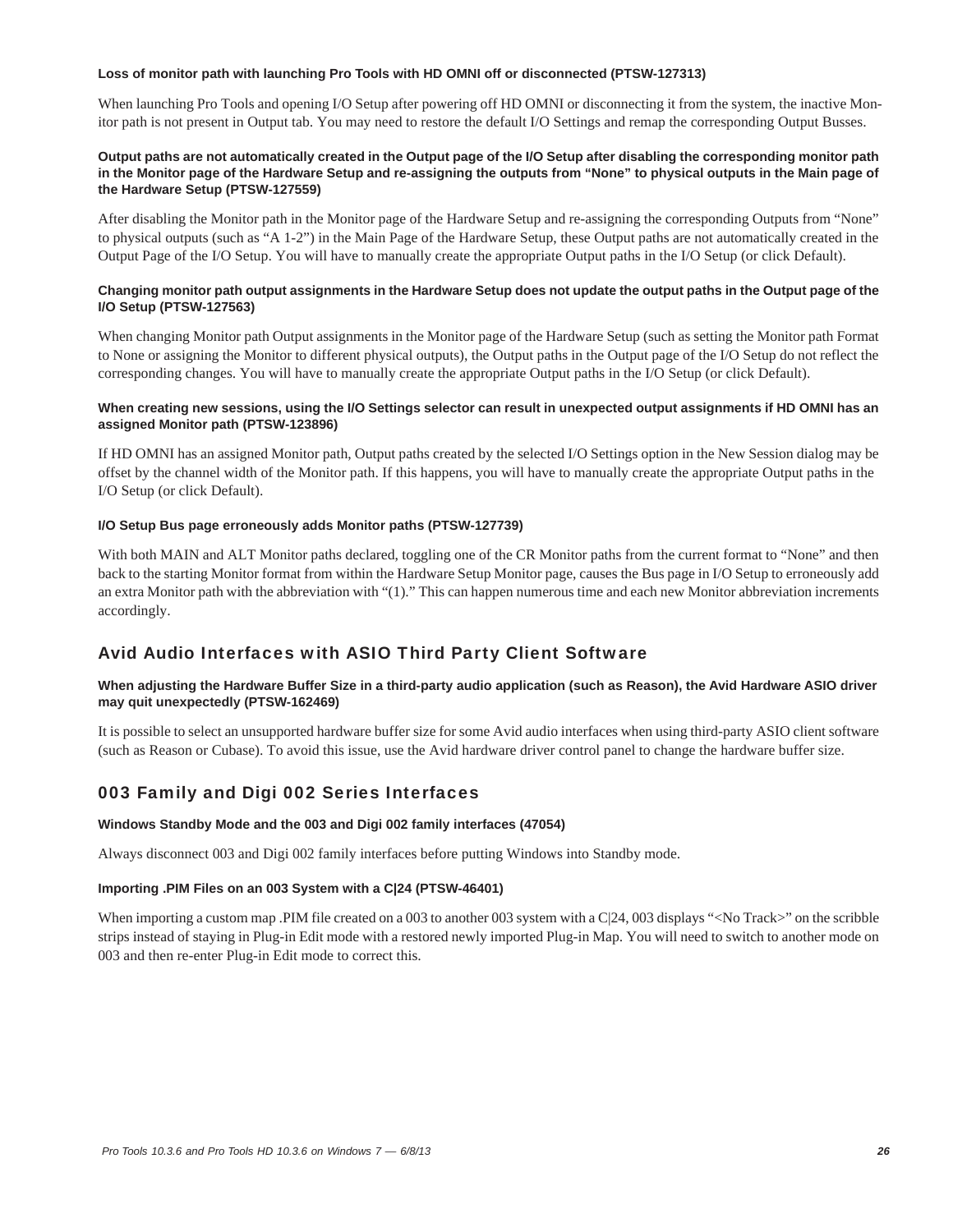#### Loss of monitor path with launching Pro Tools with HD OMNI off or disconnected (PTSW-127313)

When launching Pro Tools and opening I/O Setup after powering off HD OMNI or disconnecting it from the system, the inactive Monitor path is not present in Output tab. You may need to restore the default I/O Settings and remap the corresponding Output Busses.

#### Output paths are not automatically created in the Output page of the I/O Setup after disabling the corresponding monitor path in the Monitor page of the Hardware Setup and re-assigning the outputs from “None” to physical outputs in the Main page of the Hardware Setup (PTSW-127559)

After disabling the Monitor path in the Monitor page of the Hardware Setup and re-assigning the corresponding Outputs from “None” to physical outputs (such as “A 1-2”) in the Main Page of the Hardware Setup, these Output paths are not automatically created in the Output Page of the I/O Setup. You will have to manually create the appropriate Output paths in the I/O Setup (or click Default).

#### Changing monitor path output assignments in the Hardware Setup does not update the output paths in the Output page of the I/O Setup (PTSW-127563)

When changing Monitor path Output assignments in the Monitor page of the Hardware Setup (such as setting the Monitor path Format to None or assigning the Monitor to different physical outputs), the Output paths in the Output page of the I/O Setup do not reflect the corresponding changes. You will have to manually create the appropriate Output paths in the I/O Setup (or click Default).

#### When creating new sessions, using the I/O Settings selector can result in unexpected output assignments if HD OMNI has an assigned Monitor path (PTSW-123896)

If HD OMNI has an assigned Monitor path, Output paths created by the selected I/O Settings option in the New Session dialog may be offset by the channel width of the Monitor path. If this happens, you will have to manually create the appropriate Output paths in the I/O Setup (or click Default).

#### I/O Setup Bus page erroneously adds Monitor paths (PTSW-127739)

With both MAIN and ALT Monitor paths declared, toggling one of the CR Monitor paths from the current format to “None” and then back to the starting Monitor format from within the Hardware Setup Monitor page, causes the Bus page in I/O Setup to erroneously add an extra Monitor path with the abbreviation with “(1).” This can happen numerous time and each new Monitor abbreviation increments accordingly.

## Avid Audio Interfaces with ASIO Third Party Client Software

#### When adjusting the Hardware Buffer Size in a third-party audio application (such as Reason), the Avid Hardware ASIO driver may quit unexpectedly (PTSW-162469)

It is possible to select an unsupported hardware buffer size for some Avid audio interfaces when using third-party ASIO client software (such as Reason or Cubase). To avoid this issue, use the Avid hardware driver control panel to change the hardware buffer size.

## 003 Family and Digi 002 Series Interfaces

#### Windows Standby Mode and the 003 and Digi 002 family interfaces (47054)

Always disconnect 003 and Digi 002 family interfaces before putting Windows into Standby mode.

#### Importing .PIM Files on an 003 System with a C|24 (PTSW-46401)

When importing a custom map .PIM file created on a 003 to another 003 system with a C|24, 003 displays “<No Track>” on the scribble strips instead of staying in Plug-in Edit mode with a restored newly imported Plug-in Map. You will need to switch to another mode on 003 and then re-enter Plug-in Edit mode to correct this.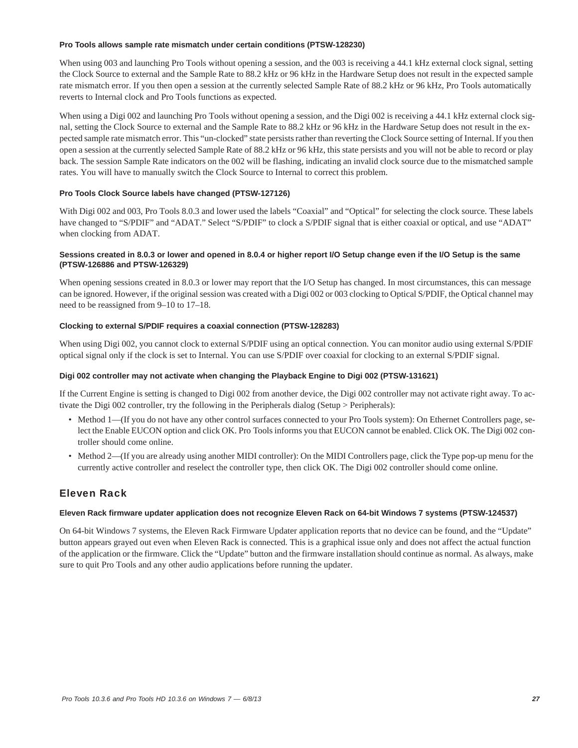#### Pro Tools allows sample rate mismatch under certain conditions (PTSW-128230)

When using 003 and launching Pro Tools without opening a session, and the 003 is receiving a 44.1 kHz external clock signal, setting the Clock Source to external and the Sample Rate to 88.2 kHz or 96 kHz in the Hardware Setup does not result in the expected sample rate mismatch error. If you then open a session at the currently selected Sample Rate of 88.2 kHz or 96 kHz, Pro Tools automatically reverts to Internal clock and Pro Tools functions as expected.

When using a Digi 002 and launching Pro Tools without opening a session, and the Digi 002 is receiving a 44.1 kHz external clock signal, setting the Clock Source to external and the Sample Rate to 88.2 kHz or 96 kHz in the Hardware Setup does not result in the expected sample rate mismatch error. This "un-clocked" state persists rather than reverting the Clock Source setting of Internal. If you then open a session at the currently selected Sample Rate of 88.2 kHz or 96 kHz, this state persists and you will not be able to record or play back. The session Sample Rate indicators on the 002 will be flashing, indicating an invalid clock source due to the mismatched sample rates. You will have to manually switch the Clock Source to Internal to correct this problem.

#### Pro Tools Clock Source labels have changed (PTSW-127126)

With Digi 002 and 003, Pro Tools 8.0.3 and lower used the labels "Coaxial" and "Optical" for selecting the clock source. These labels have changed to "S/PDIF" and "ADAT." Select "S/PDIF" to clock a S/PDIF signal that is either coaxial or optical, and use "ADAT" when clocking from ADAT.

#### Sessions created in 8.0.3 or lower and opened in 8.0.4 or higher report I/O Setup change even if the I/O Setup is the same (PTSW-126886 and PTSW-126329)

When opening sessions created in 8.0.3 or lower may report that the I/O Setup has changed. In most circumstances, this can message can be ignored. However, if the original session was created with a Digi 002 or 003 clocking to Optical S/PDIF, the Optical channel may need to be reassigned from 9–10 to 17–18.

#### Clocking to external S/PDIF requires a coaxial connection (PTSW-128283)

When using Digi 002, you cannot clock to external S/PDIF using an optical connection. You can monitor audio using external S/PDIF optical signal only if the clock is set to Internal. You can use S/PDIF over coaxial for clocking to an external S/PDIF signal.

#### Digi 002 controller may not activate when changing the Playback Engine to Digi 002 (PTSW-131621)

If the Current Engine is setting is changed to Digi 002 from another device, the Digi 002 controller may not activate right away. To activate the Digi 002 controller, try the following in the Peripherals dialog (Setup > Peripherals):

- Method 1—(If you do not have any other control surfaces connected to your Pro Tools system): On Ethernet Controllers page, select the Enable EUCON option and click OK. Pro Tools informs you that EUCON cannot be enabled. Click OK. The Digi 002 controller should come online.
- Method 2—(If you are already using another MIDI controller): On the MIDI Controllers page, click the Type pop-up menu for the currently active controller and reselect the controller type, then click OK. The Digi 002 controller should come online.

### Eleven Rack

#### Eleven Rack firmware updater application does not recognize Eleven Rack on 64-bit Windows 7 systems (PTSW-124537)

On 64-bit Windows 7 systems, the Eleven Rack Firmware Updater application reports that no device can be found, and the "Update" button appears grayed out even when Eleven Rack is connected. This is a graphical issue only and does not affect the actual function of the application or the firmware. Click the "Update" button and the firmware installation should continue as normal. As always, make sure to quit Pro Tools and any other audio applications before running the updater.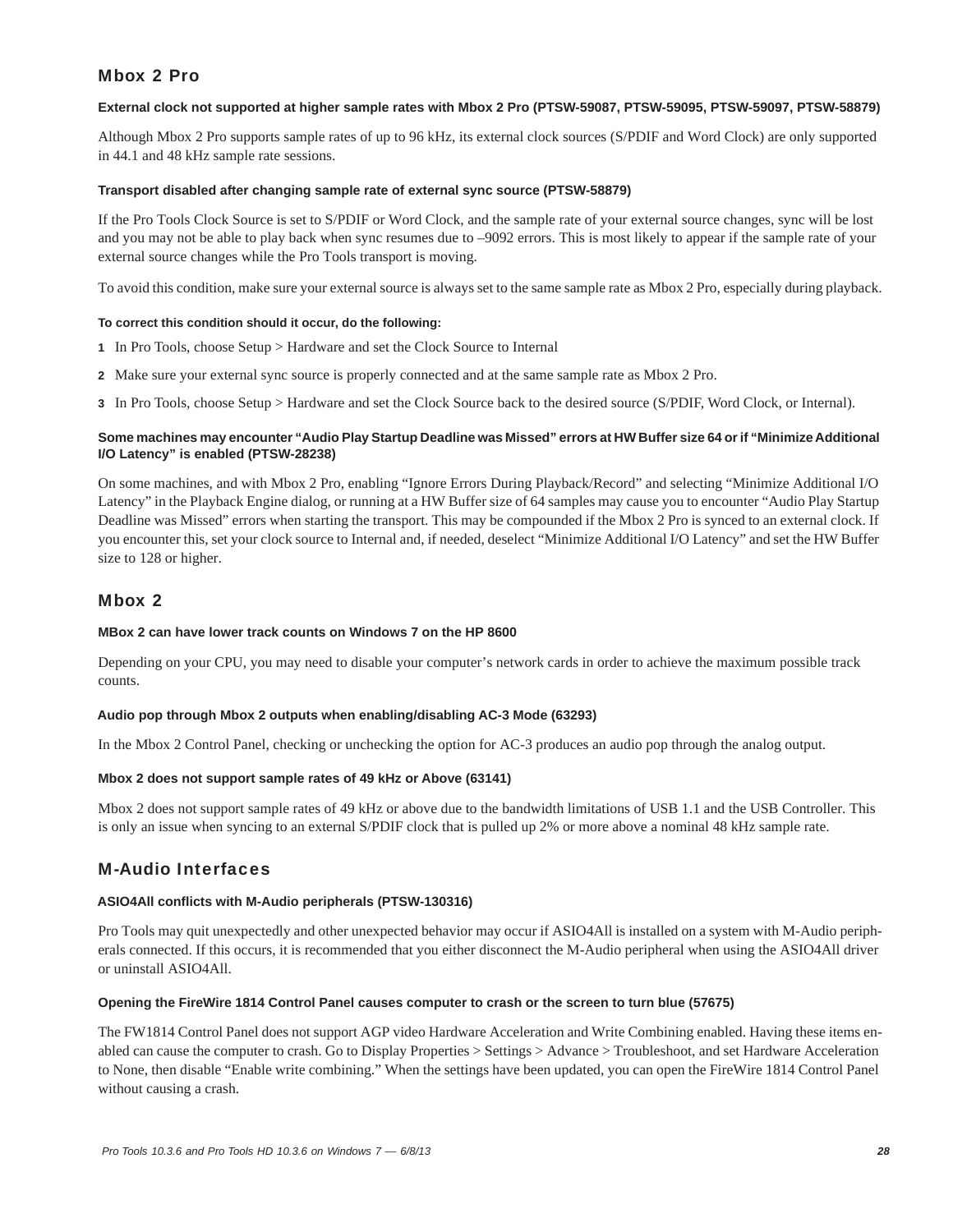## Mbox 2 Pro

#### External clock not supported at higher sample rates with Mbox 2 Pro (PTSW-59087, PTSW-59095, PTSW-59097, PTSW-58879)

Although Mbox 2 Pro supports sample rates of up to 96 kHz, its external clock sources (S/PDIF and Word Clock) are only supported in 44.1 and 48 kHz sample rate sessions.

#### Transport disabled after changing sample rate of external sync source (PTSW-58879)

If the Pro Tools Clock Source is set to S/PDIF or Word Clock, and the sample rate of your external source changes, sync will be lost and you may not be able to play back when sync resumes due to –9092 errors. This is most likely to appear if the sample rate of your external source changes while the Pro Tools transport is moving.

To avoid this condition, make sure your external source is always set to the same sample rate as Mbox 2 Pro, especially during playback.

**To correct this condition should it occur, do the following:**

1. In Pro Tools, choose Setup > Hardware and set the Clock Source to Internal
2. Make sure your external sync source is properly connected and at the same sample rate as Mbox 2 Pro.
3. In Pro Tools, choose Setup > Hardware and set the Clock Source back to the desired source (S/PDIF, Word Clock, or Internal).

#### Some machines may encounter “Audio Play Startup Deadline was Missed” errors at HW Buffer size 64 or if “Minimize Additional I/O Latency” is enabled (PTSW-28238)

On some machines, and with Mbox 2 Pro, enabling “Ignore Errors During Playback/Record” and selecting “Minimize Additional I/O Latency” in the Playback Engine dialog, or running at a HW Buffer size of 64 samples may cause you to encounter “Audio Play Startup Deadline was Missed” errors when starting the transport. This may be compounded if the Mbox 2 Pro is synced to an external clock. If you encounter this, set your clock source to Internal and, if needed, deselect “Minimize Additional I/O Latency” and set the HW Buffer size to 128 or higher.

## Mbox 2

#### MBox 2 can have lower track counts on Windows 7 on the HP 8600

Depending on your CPU, you may need to disable your computer’s network cards in order to achieve the maximum possible track counts.

#### Audio pop through Mbox 2 outputs when enabling/disabling AC-3 Mode (63293)

In the Mbox 2 Control Panel, checking or unchecking the option for AC-3 produces an audio pop through the analog output.

#### Mbox 2 does not support sample rates of 49 kHz or Above (63141)

Mbox 2 does not support sample rates of 49 kHz or above due to the bandwidth limitations of USB 1.1 and the USB Controller. This is only an issue when syncing to an external S/PDIF clock that is pulled up 2% or more above a nominal 48 kHz sample rate.

## M-Audio Interfaces

#### ASIO4All conflicts with M-Audio peripherals (PTSW-130316)

Pro Tools may quit unexpectedly and other unexpected behavior may occur if ASIO4All is installed on a system with M-Audio peripherals connected. If this occurs, it is recommended that you either disconnect the M-Audio peripheral when using the ASIO4All driver or uninstall ASIO4All.

#### Opening the FireWire 1814 Control Panel causes computer to crash or the screen to turn blue (57675)

The FW1814 Control Panel does not support AGP video Hardware Acceleration and Write Combining enabled. Having these items enabled can cause the computer to crash. Go to Display Properties > Settings > Advance > Troubleshoot, and set Hardware Acceleration to None, then disable “Enable write combining.” When the settings have been updated, you can open the FireWire 1814 Control Panel without causing a crash.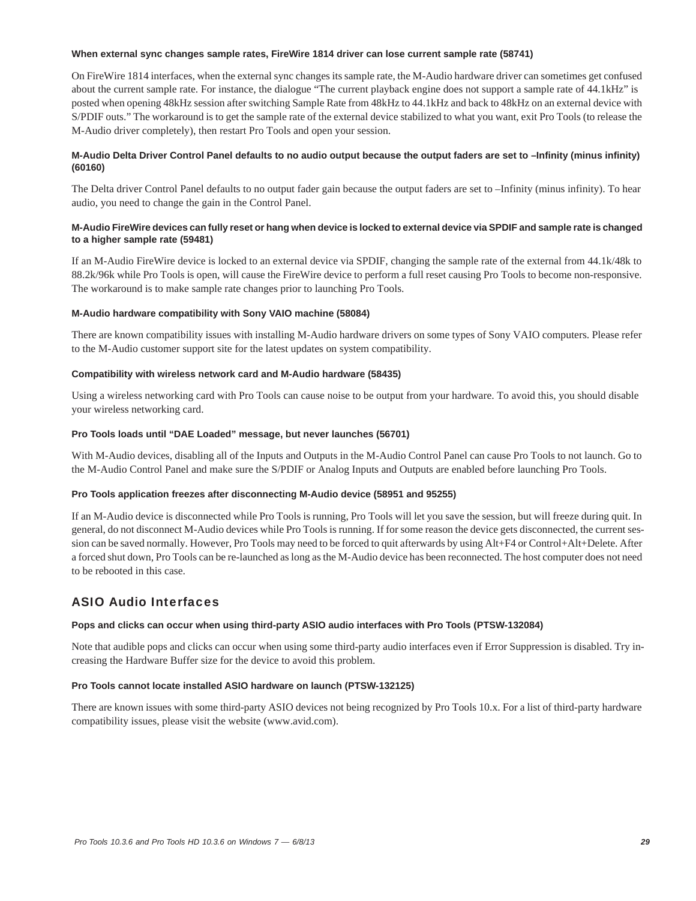#### When external sync changes sample rates, FireWire 1814 driver can lose current sample rate (58741)

On FireWire 1814 interfaces, when the external sync changes its sample rate, the M-Audio hardware driver can sometimes get confused about the current sample rate. For instance, the dialogue "The current playback engine does not support a sample rate of 44.1kHz" is posted when opening 48kHz session after switching Sample Rate from 48kHz to 44.1kHz and back to 48kHz on an external device with S/PDIF outs." The workaround is to get the sample rate of the external device stabilized to what you want, exit Pro Tools (to release the M-Audio driver completely), then restart Pro Tools and open your session.

#### M-Audio Delta Driver Control Panel defaults to no audio output because the output faders are set to –Infinity (minus infinity) (60160)

The Delta driver Control Panel defaults to no output fader gain because the output faders are set to –Infinity (minus infinity). To hear audio, you need to change the gain in the Control Panel.

#### M-Audio FireWire devices can fully reset or hang when device is locked to external device via SPDIF and sample rate is changed to a higher sample rate (59481)

If an M-Audio FireWire device is locked to an external device via SPDIF, changing the sample rate of the external from 44.1k/48k to 88.2k/96k while Pro Tools is open, will cause the FireWire device to perform a full reset causing Pro Tools to become non-responsive. The workaround is to make sample rate changes prior to launching Pro Tools.

#### M-Audio hardware compatibility with Sony VAIO machine (58084)

There are known compatibility issues with installing M-Audio hardware drivers on some types of Sony VAIO computers. Please refer to the M-Audio customer support site for the latest updates on system compatibility.

#### Compatibility with wireless network card and M-Audio hardware (58435)

Using a wireless networking card with Pro Tools can cause noise to be output from your hardware. To avoid this, you should disable your wireless networking card.

#### Pro Tools loads until "DAE Loaded" message, but never launches (56701)

With M-Audio devices, disabling all of the Inputs and Outputs in the M-Audio Control Panel can cause Pro Tools to not launch. Go to the M-Audio Control Panel and make sure the S/PDIF or Analog Inputs and Outputs are enabled before launching Pro Tools.

#### Pro Tools application freezes after disconnecting M-Audio device (58951 and 95255)

If an M-Audio device is disconnected while Pro Tools is running, Pro Tools will let you save the session, but will freeze during quit. In general, do not disconnect M-Audio devices while Pro Tools is running. If for some reason the device gets disconnected, the current session can be saved normally. However, Pro Tools may need to be forced to quit afterwards by using Alt+F4 or Control+Alt+Delete. After a forced shut down, Pro Tools can be re-launched as long as the M-Audio device has been reconnected. The host computer does not need to be rebooted in this case.

## ASIO Audio Interfaces

#### Pops and clicks can occur when using third-party ASIO audio interfaces with Pro Tools (PTSW-132084)

Note that audible pops and clicks can occur when using some third-party audio interfaces even if Error Suppression is disabled. Try increasing the Hardware Buffer size for the device to avoid this problem.

#### Pro Tools cannot locate installed ASIO hardware on launch (PTSW-132125)

There are known issues with some third-party ASIO devices not being recognized by Pro Tools 10.x. For a list of third-party hardware compatibility issues, please visit the website (www.avid.com).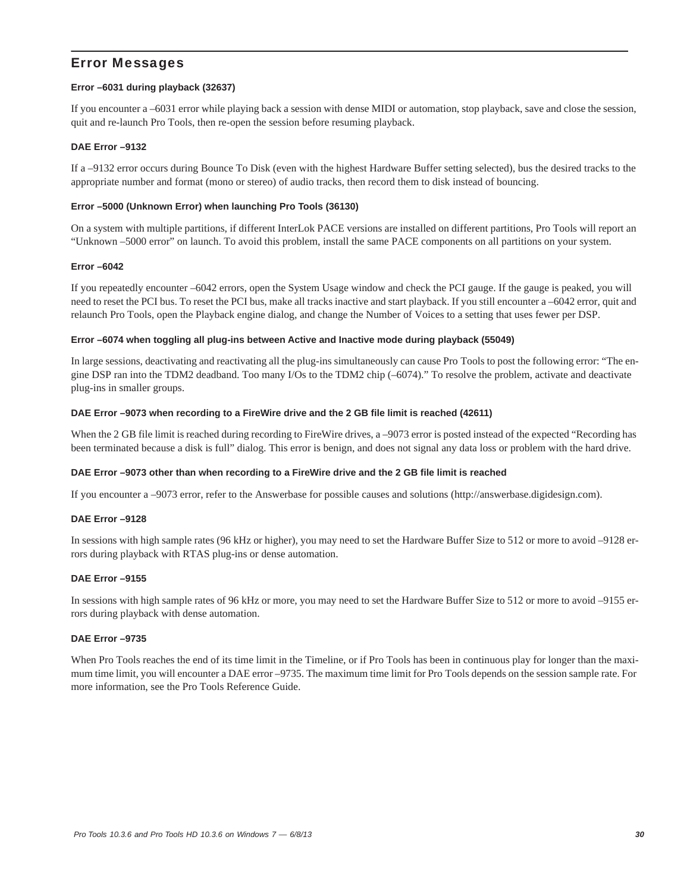## Error Messages

#### Error –6031 during playback (32637)

If you encounter a –6031 error while playing back a session with dense MIDI or automation, stop playback, save and close the session, quit and re-launch Pro Tools, then re-open the session before resuming playback.

#### DAE Error –9132

If a –9132 error occurs during Bounce To Disk (even with the highest Hardware Buffer setting selected), bus the desired tracks to the appropriate number and format (mono or stereo) of audio tracks, then record them to disk instead of bouncing.

#### Error –5000 (Unknown Error) when launching Pro Tools (36130)

On a system with multiple partitions, if different InterLok PACE versions are installed on different partitions, Pro Tools will report an "Unknown –5000 error" on launch. To avoid this problem, install the same PACE components on all partitions on your system.

#### Error –6042

If you repeatedly encounter –6042 errors, open the System Usage window and check the PCI gauge. If the gauge is peaked, you will need to reset the PCI bus. To reset the PCI bus, make all tracks inactive and start playback. If you still encounter a –6042 error, quit and relaunch Pro Tools, open the Playback engine dialog, and change the Number of Voices to a setting that uses fewer per DSP.

#### Error –6074 when toggling all plug-ins between Active and Inactive mode during playback (55049)

In large sessions, deactivating and reactivating all the plug-ins simultaneously can cause Pro Tools to post the following error: "The engine DSP ran into the TDM2 deadband. Too many I/Os to the TDM2 chip (–6074)." To resolve the problem, activate and deactivate plug-ins in smaller groups.

#### DAE Error –9073 when recording to a FireWire drive and the 2 GB file limit is reached (42611)

When the 2 GB file limit is reached during recording to FireWire drives, a –9073 error is posted instead of the expected "Recording has been terminated because a disk is full" dialog. This error is benign, and does not signal any data loss or problem with the hard drive.

#### DAE Error –9073 other than when recording to a FireWire drive and the 2 GB file limit is reached

If you encounter a –9073 error, refer to the Answerbase for possible causes and solutions (http://answerbase.digidesign.com).

#### DAE Error –9128

In sessions with high sample rates (96 kHz or higher), you may need to set the Hardware Buffer Size to 512 or more to avoid –9128 errors during playback with RTAS plug-ins or dense automation.

#### DAE Error –9155

In sessions with high sample rates of 96 kHz or more, you may need to set the Hardware Buffer Size to 512 or more to avoid –9155 errors during playback with dense automation.

#### DAE Error –9735

When Pro Tools reaches the end of its time limit in the Timeline, or if Pro Tools has been in continuous play for longer than the maximum time limit, you will encounter a DAE error –9735. The maximum time limit for Pro Tools depends on the session sample rate. For more information, see the Pro Tools Reference Guide.